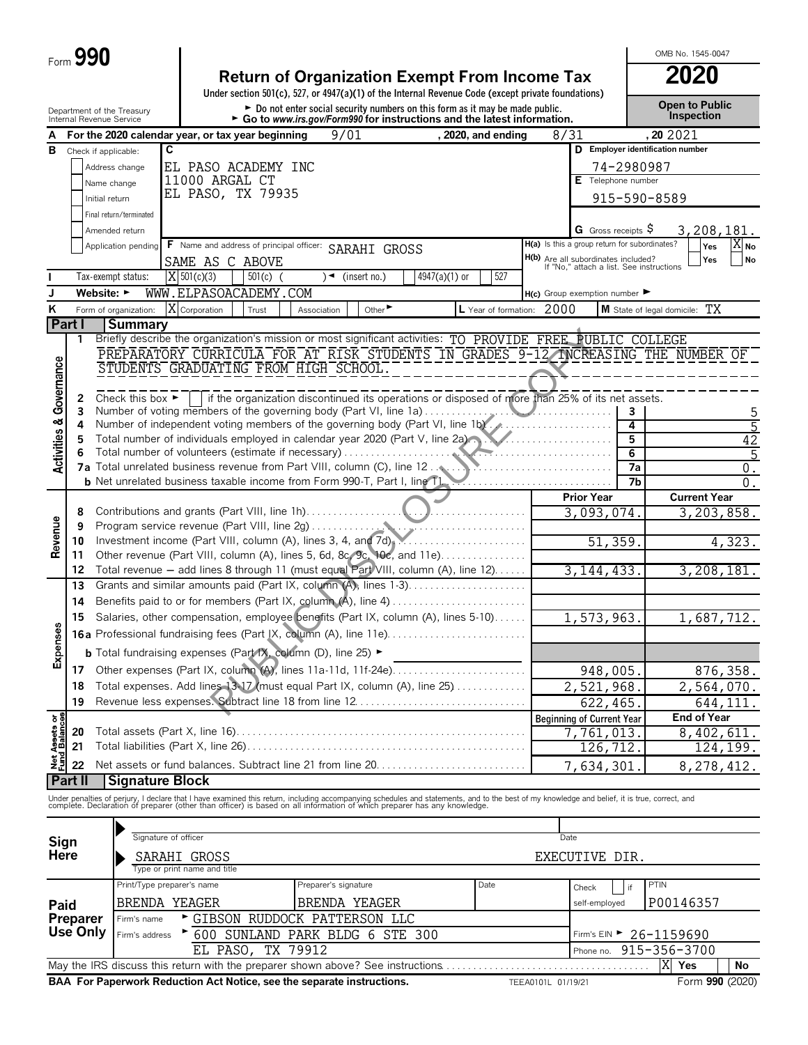Form **990**

# Return of Organization Exempt From Income Tax

**2020**

Under section 501(c), 527, or 4947(a)(1) of the Internal Revenue Code (except private foundations)

► Do not enter social security numbers on this form as it may be made public.
► Go to *www.irs.gov/Form990* for instructions and the latest information.

Department of the Treasury
Internal Revenue Service

OMB No. 1545-0047

**Open to Public Inspection**

**A** For the 2020 calendar year, or tax year beginning 9/01 , 2020, and ending 8/31 , 20 2021

**B** Check if applicable:
- Address change
- Name change
- Initial return
- Final return/terminated
- Amended return
- Application pending

**C** EL PASO ACADEMY INC
11000 ARGAL CT
EL PASO, TX 79935

**D** Employer identification number: 74-2980987

**E** Telephone number: 915-590-8589

**G** Gross receipts $ 3,208,181.

**F** Name and address of principal officer: SARAHI GROSS
SAME AS C ABOVE

**H(a)** Is this a group return for subordinates? Yes [ ] No [X]

**H(b)** Are all subordinates included? Yes [ ] No [ ]
If "No," attach a list. See instructions

**I** Tax-exempt status: [X] 501(c)(3) [ ] 501(c) ( ) ◄ (insert no.) [ ] 4947(a)(1) or [ ] 527

**J** Website: ► WWW.ELPASOACADEMY.COM

**H(c)** Group exemption number ►

**K** Form of organization: [X] Corporation [ ] Trust [ ] Association [ ] Other ►

**L** Year of formation: 2000

**M** State of legal domicile: TX

## Part I Summary

### Activities & Governance

1 Briefly describe the organization's mission or most significant activities: TO PROVIDE FREE PUBLIC COLLEGE PREPARATORY CURRICULA FOR AT RISK STUDENTS IN GRADES 9-12 INCREASING THE NUMBER OF STUDENTS GRADUATING FROM HIGH SCHOOL.

2 Check this box ► [ ] if the organization discontinued its operations or disposed of more than 25% of its net assets.

| Line | Description | | Value |
|---|---|---|---|
| 3 | Number of voting members of the governing body (Part VI, line 1a) | 3 | 5 |
| 4 | Number of independent voting members of the governing body (Part VI, line 1b) | 4 | 5 |
| 5 | Total number of individuals employed in calendar year 2020 (Part V, line 2a) | 5 | 42 |
| 6 | Total number of volunteers (estimate if necessary) | 6 | 5 |
| 7a | Total unrelated business revenue from Part VIII, column (C), line 12 | 7a | 0. |
| b | Net unrelated business taxable income from Form 990-T, Part I, line 11 | 7b | 0. |

### Revenue / Expenses

| Line | Description | Prior Year | Current Year |
|---|---|---|---|
| 8 | Contributions and grants (Part VIII, line 1h) | 3,093,074. | 3,203,858. |
| 9 | Program service revenue (Part VIII, line 2g) | | |
| 10 | Investment income (Part VIII, column (A), lines 3, 4, and 7d) | 51,359. | 4,323. |
| 11 | Other revenue (Part VIII, column (A), lines 5, 6d, 8c, 9c, 10c, and 11e) | | |
| 12 | Total revenue — add lines 8 through 11 (must equal Part VIII, column (A), line 12) | 3,144,433. | 3,208,181. |
| 13 | Grants and similar amounts paid (Part IX, column (A), lines 1-3) | | |
| 14 | Benefits paid to or for members (Part IX, column (A), line 4) | | |
| 15 | Salaries, other compensation, employee benefits (Part IX, column (A), lines 5-10) | 1,573,963. | 1,687,712. |
| 16a | Professional fundraising fees (Part IX, column (A), line 11e) | | |
| b | Total fundraising expenses (Part IX, column (D), line 25) ► | | |
| 17 | Other expenses (Part IX, column (A), lines 11a-11d, 11f-24e) | 948,005. | 876,358. |
| 18 | Total expenses. Add lines 13-17 (must equal Part IX, column (A), line 25) | 2,521,968. | 2,564,070. |
| 19 | Revenue less expenses. Subtract line 18 from line 12 | 622,465. | 644,111. |

### Net Assets or Fund Balances

| Line | Description | Beginning of Current Year | End of Year |
|---|---|---|---|
| 20 | Total assets (Part X, line 16) | 7,761,013. | 8,402,611. |
| 21 | Total liabilities (Part X, line 26) | 126,712. | 124,199. |
| 22 | Net assets or fund balances. Subtract line 21 from line 20 | 7,634,301. | 8,278,412. |

## Part II Signature Block

Under penalties of perjury, I declare that I have examined this return, including accompanying schedules and statements, and to the best of my knowledge and belief, it is true, correct, and complete. Declaration of preparer (other than officer) is based on all information of which preparer has any knowledge.

**Sign Here**

Signature of officer — Date

SARAHI GROSS — EXECUTIVE DIR.
Type or print name and title

**Paid Preparer Use Only**

| Print/Type preparer's name | Preparer's signature | Date | Check [ ] if self-employed | PTIN |
|---|---|---|---|---|
| BRENDA YEAGER | BRENDA YEAGER | | | P00146357 |

Firm's name ► GIBSON RUDDOCK PATTERSON LLC — Firm's EIN ► 26-1159690

Firm's address ► 600 SUNLAND PARK BLDG 6 STE 300, EL PASO, TX 79912 — Phone no. 915-356-3700

May the IRS discuss this return with the preparer shown above? See instructions — [X] Yes [ ] No

**BAA For Paperwork Reduction Act Notice, see the separate instructions.** TEEA0101L 01/19/21 Form **990** (2020)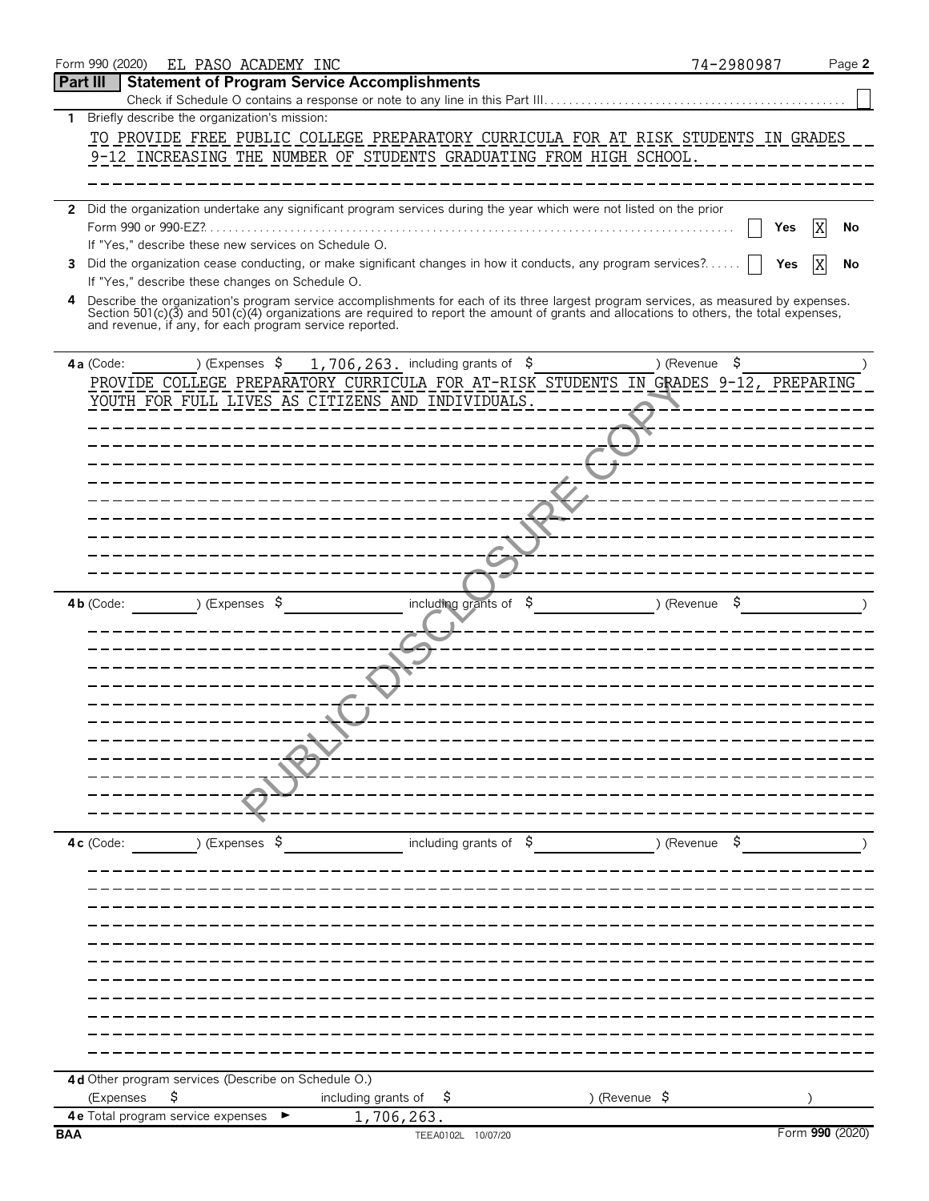Form 990 (2020) EL PASO ACADEMY INC 74-2980987 Page **2**

## Part III Statement of Program Service Accomplishments

Check if Schedule O contains a response or note to any line in this Part III . . . ☐

**1** Briefly describe the organization's mission:

TO PROVIDE FREE PUBLIC COLLEGE PREPARATORY CURRICULA FOR AT RISK STUDENTS IN GRADES 9-12 INCREASING THE NUMBER OF STUDENTS GRADUATING FROM HIGH SCHOOL.

**2** Did the organization undertake any significant program services during the year which were not listed on the prior Form 990 or 990-EZ? . . . ☐ Yes ☒ No

If "Yes," describe these new services on Schedule O.

**3** Did the organization cease conducting, or make significant changes in how it conducts, any program services? . . . ☐ Yes ☒ No

If "Yes," describe these changes on Schedule O.

**4** Describe the organization's program service accomplishments for each of its three largest program services, as measured by expenses. Section 501(c)(3) and 501(c)(4) organizations are required to report the amount of grants and allocations to others, the total expenses, and revenue, if any, for each program service reported.

**4a** (Code: ) (Expenses $ 1,706,263. including grants of $ ) (Revenue $ )

PROVIDE COLLEGE PREPARATORY CURRICULA FOR AT-RISK STUDENTS IN GRADES 9-12, PREPARING YOUTH FOR FULL LIVES AS CITIZENS AND INDIVIDUALS.

**4b** (Code: ) (Expenses $ including grants of $ ) (Revenue $ )

**4c** (Code: ) (Expenses $ including grants of $ ) (Revenue $ )

**4d** Other program services (Describe on Schedule O.)

(Expenses $ including grants of $ ) (Revenue $ )

**4e** Total program service expenses ► 1,706,263.

BAA TEEA0102L 10/07/20 Form **990** (2020)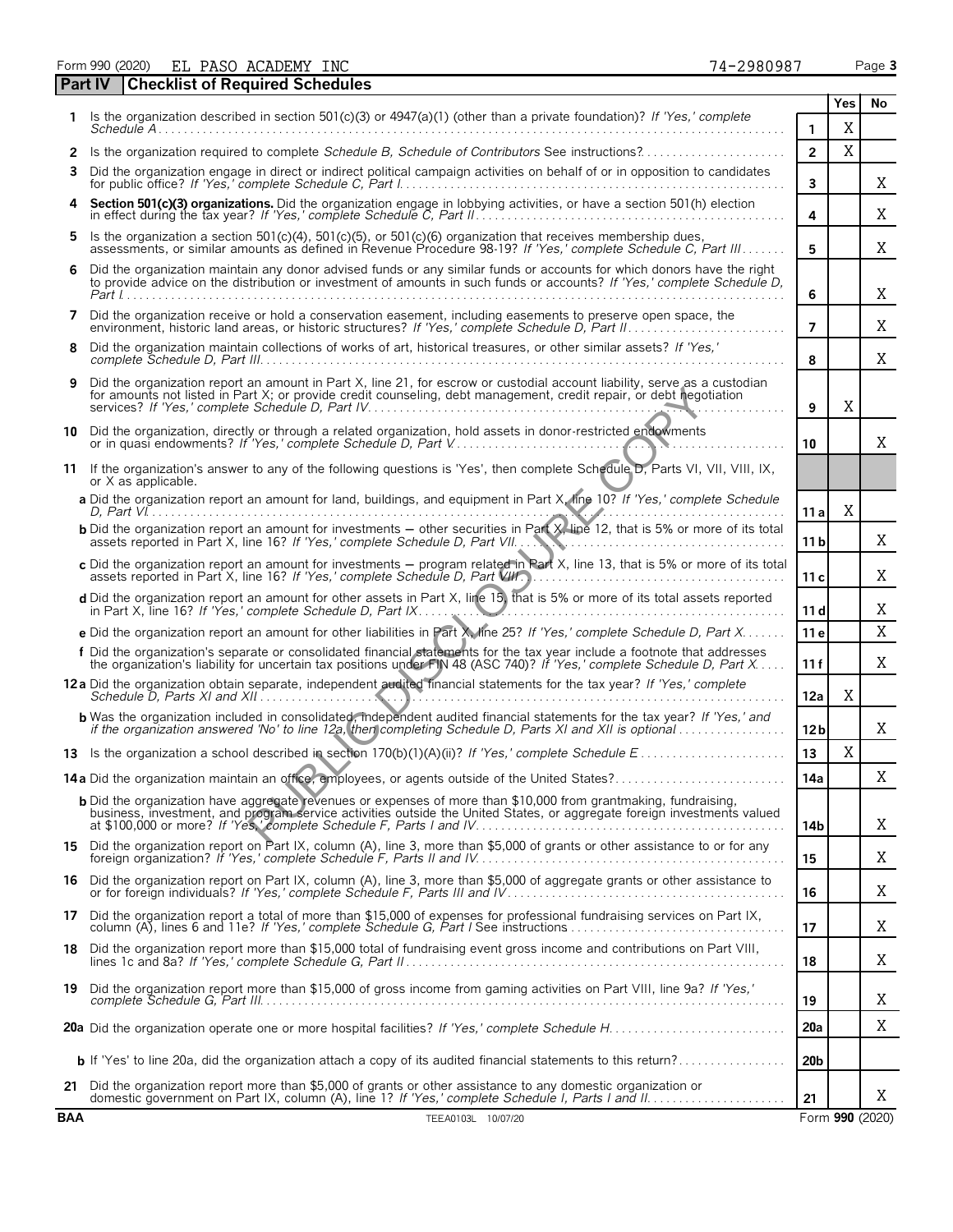Form 990 (2020) EL PASO ACADEMY INC 74-2980987

## Part IV Checklist of Required Schedules

| | | | Yes | No |
|---|---|---|---|---|
| 1 | Is the organization described in section 501(c)(3) or 4947(a)(1) (other than a private foundation)? *If 'Yes,' complete Schedule A* | 1 | X | |
| 2 | Is the organization required to complete *Schedule B, Schedule of Contributors* See instructions? | 2 | X | |
| 3 | Did the organization engage in direct or indirect political campaign activities on behalf of or in opposition to candidates for public office? *If 'Yes,' complete Schedule C, Part I* | 3 | | X |
| 4 | **Section 501(c)(3) organizations.** Did the organization engage in lobbying activities, or have a section 501(h) election in effect during the tax year? *If 'Yes,' complete Schedule C, Part II* | 4 | | X |
| 5 | Is the organization a section 501(c)(4), 501(c)(5), or 501(c)(6) organization that receives membership dues, assessments, or similar amounts as defined in Revenue Procedure 98-19? *If 'Yes,' complete Schedule C, Part III* | 5 | | X |
| 6 | Did the organization maintain any donor advised funds or any similar funds or accounts for which donors have the right to provide advice on the distribution or investment of amounts in such funds or accounts? *If 'Yes,' complete Schedule D, Part I* | 6 | | X |
| 7 | Did the organization receive or hold a conservation easement, including easements to preserve open space, the environment, historic land areas, or historic structures? *If 'Yes,' complete Schedule D, Part II* | 7 | | X |
| 8 | Did the organization maintain collections of works of art, historical treasures, or other similar assets? *If 'Yes,' complete Schedule D, Part III* | 8 | | X |
| 9 | Did the organization report an amount in Part X, line 21, for escrow or custodial account liability, serve as a custodian for amounts not listed in Part X; or provide credit counseling, debt management, credit repair, or debt negotiation services? *If 'Yes,' complete Schedule D, Part IV* | 9 | X | |
| 10 | Did the organization, directly or through a related organization, hold assets in donor-restricted endowments or in quasi endowments? *If 'Yes,' complete Schedule D, Part V* | 10 | | X |
| 11 | If the organization's answer to any of the following questions is 'Yes', then complete Schedule D, Parts VI, VII, VIII, IX, or X as applicable. | | | |
| | **a** Did the organization report an amount for land, buildings, and equipment in Part X, line 10? *If 'Yes,' complete Schedule D, Part VI* | 11 a | X | |
| | **b** Did the organization report an amount for investments — other securities in Part X, line 12, that is 5% or more of its total assets reported in Part X, line 16? *If 'Yes,' complete Schedule D, Part VII* | 11 b | | X |
| | **c** Did the organization report an amount for investments — program related in Part X, line 13, that is 5% or more of its total assets reported in Part X, line 16? *If 'Yes,' complete Schedule D, Part VIII* | 11 c | | X |
| | **d** Did the organization report an amount for other assets in Part X, line 15, that is 5% or more of its total assets reported in Part X, line 16? *If 'Yes,' complete Schedule D, Part IX* | 11 d | | X |
| | **e** Did the organization report an amount for other liabilities in Part X, line 25? *If 'Yes,' complete Schedule D, Part X* | 11 e | | X |
| | **f** Did the organization's separate or consolidated financial statements for the tax year include a footnote that addresses the organization's liability for uncertain tax positions under FIN 48 (ASC 740)? *If 'Yes,' complete Schedule D, Part X* | 11 f | | X |
| 12a | Did the organization obtain separate, independent audited financial statements for the tax year? *If 'Yes,' complete Schedule D, Parts XI and XII* | 12a | X | |
| | **b** Was the organization included in consolidated, independent audited financial statements for the tax year? *If 'Yes,' and if the organization answered 'No' to line 12a, then completing Schedule D, Parts XI and XII is optional* | 12b | | X |
| 13 | Is the organization a school described in section 170(b)(1)(A)(ii)? *If 'Yes,' complete Schedule E* | 13 | X | |
| 14a | Did the organization maintain an office, employees, or agents outside of the United States? | 14a | | X |
| | **b** Did the organization have aggregate revenues or expenses of more than $10,000 from grantmaking, fundraising, business, investment, and program service activities outside the United States, or aggregate foreign investments valued at $100,000 or more? *If 'Yes,' complete Schedule F, Parts I and IV* | 14b | | X |
| 15 | Did the organization report on Part IX, column (A), line 3, more than $5,000 of grants or other assistance to or for any foreign organization? *If 'Yes,' complete Schedule F, Parts II and IV* | 15 | | X |
| 16 | Did the organization report on Part IX, column (A), line 3, more than $5,000 of aggregate grants or other assistance to or for foreign individuals? *If 'Yes,' complete Schedule F, Parts III and IV* | 16 | | X |
| 17 | Did the organization report a total of more than $15,000 of expenses for professional fundraising services on Part IX, column (A), lines 6 and 11e? *If 'Yes,' complete Schedule G, Part I* See instructions | 17 | | X |
| 18 | Did the organization report more than $15,000 total of fundraising event gross income and contributions on Part VIII, lines 1c and 8a? *If 'Yes,' complete Schedule G, Part II* | 18 | | X |
| 19 | Did the organization report more than $15,000 of gross income from gaming activities on Part VIII, line 9a? *If 'Yes,' complete Schedule G, Part III* | 19 | | X |
| 20a | Did the organization operate one or more hospital facilities? *If 'Yes,' complete Schedule H* | 20a | | X |
| | **b** If 'Yes' to line 20a, did the organization attach a copy of its audited financial statements to this return? | 20b | | |
| 21 | Did the organization report more than $5,000 of grants or other assistance to any domestic organization or domestic government on Part IX, column (A), line 1? *If 'Yes,' complete Schedule I, Parts I and II* | 21 | | X |

BAA TEEA0103L 10/07/20 Form **990** (2020)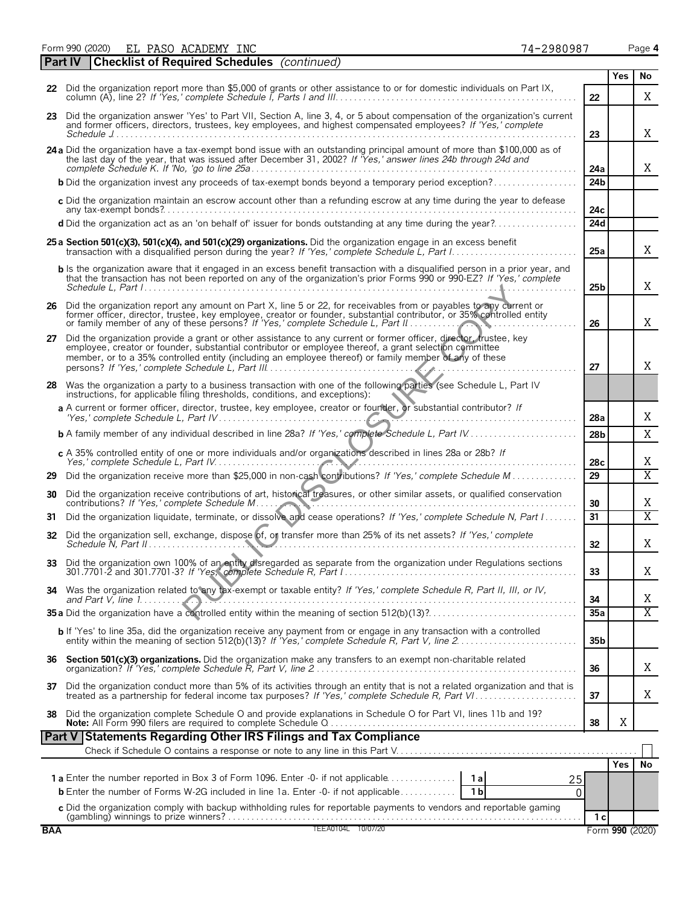Form 990 (2020) EL PASO ACADEMY INC 74-2980987

## Part IV Checklist of Required Schedules *(continued)*

| | | | Yes | No |
|---|---|---|---|---|
| **22** | Did the organization report more than $5,000 of grants or other assistance to or for domestic individuals on Part IX, column (A), line 2? *If 'Yes,' complete Schedule I, Parts I and III* | 22 | | X |
| **23** | Did the organization answer 'Yes' to Part VII, Section A, line 3, 4, or 5 about compensation of the organization's current and former officers, directors, trustees, key employees, and highest compensated employees? *If 'Yes,' complete Schedule J* | 23 | | X |
| **24 a** | Did the organization have a tax-exempt bond issue with an outstanding principal amount of more than $100,000 as of the last day of the year, that was issued after December 31, 2002? *If 'Yes,' answer lines 24b through 24d and complete Schedule K. If 'No,' go to line 25a* | 24a | | X |
| **b** | Did the organization invest any proceeds of tax-exempt bonds beyond a temporary period exception? | 24b | | |
| **c** | Did the organization maintain an escrow account other than a refunding escrow at any time during the year to defease any tax-exempt bonds? | 24c | | |
| **d** | Did the organization act as an 'on behalf of' issuer for bonds outstanding at any time during the year? | 24d | | |
| **25 a** | **Section 501(c)(3), 501(c)(4), and 501(c)(29) organizations.** Did the organization engage in an excess benefit transaction with a disqualified person during the year? *If 'Yes,' complete Schedule L, Part I* | 25a | | X |
| **b** | Is the organization aware that it engaged in an excess benefit transaction with a disqualified person in a prior year, and that the transaction has not been reported on any of the organization's prior Forms 990 or 990-EZ? *If 'Yes,' complete Schedule L, Part I* | 25b | | X |
| **26** | Did the organization report any amount on Part X, line 5 or 22, for receivables from or payables to any current or former officer, director, trustee, key employee, creator or founder, substantial contributor, or 35% controlled entity or family member of any of these persons? *If 'Yes,' complete Schedule L, Part II* | 26 | | X |
| **27** | Did the organization provide a grant or other assistance to any current or former officer, director, trustee, key employee, creator or founder, substantial contributor or employee thereof, a grant selection committee member, or to a 35% controlled entity (including an employee thereof) or family member of any of these persons? *If 'Yes,' complete Schedule L, Part III* | 27 | | X |
| **28** | Was the organization a party to a business transaction with one of the following parties (see Schedule L, Part IV instructions, for applicable filing thresholds, conditions, and exceptions): | | | |
| **a** | A current or former officer, director, trustee, key employee, creator or founder, or substantial contributor? *If 'Yes,' complete Schedule L, Part IV* | 28a | | X |
| **b** | A family member of any individual described in line 28a? *If 'Yes,' complete Schedule L, Part IV* | 28b | | X |
| **c** | A 35% controlled entity of one or more individuals and/or organizations described in lines 28a or 28b? *If Yes,' complete Schedule L, Part IV* | 28c | | X |
| **29** | Did the organization receive more than $25,000 in non-cash contributions? *If 'Yes,' complete Schedule M* | 29 | | X |
| **30** | Did the organization receive contributions of art, historical treasures, or other similar assets, or qualified conservation contributions? *If 'Yes,' complete Schedule M* | 30 | | X |
| **31** | Did the organization liquidate, terminate, or dissolve and cease operations? *If 'Yes,' complete Schedule N, Part I* | 31 | | X |
| **32** | Did the organization sell, exchange, dispose of, or transfer more than 25% of its net assets? *If 'Yes,' complete Schedule N, Part II* | 32 | | X |
| **33** | Did the organization own 100% of an entity disregarded as separate from the organization under Regulations sections 301.7701-2 and 301.7701-3? *If 'Yes,' complete Schedule R, Part I* | 33 | | X |
| **34** | Was the organization related to any tax-exempt or taxable entity? *If 'Yes,' complete Schedule R, Part II, III, or IV, and Part V, line 1* | 34 | | X |
| **35 a** | Did the organization have a controlled entity within the meaning of section 512(b)(13)? | 35a | | X |
| **b** | If 'Yes' to line 35a, did the organization receive any payment from or engage in any transaction with a controlled entity within the meaning of section 512(b)(13)? *If 'Yes,' complete Schedule R, Part V, line 2* | 35b | | |
| **36** | **Section 501(c)(3) organizations.** Did the organization make any transfers to an exempt non-charitable related organization? *If 'Yes,' complete Schedule R, Part V, line 2* | 36 | | X |
| **37** | Did the organization conduct more than 5% of its activities through an entity that is not a related organization and that is treated as a partnership for federal income tax purposes? *If 'Yes,' complete Schedule R, Part VI* | 37 | | X |
| **38** | Did the organization complete Schedule O and provide explanations in Schedule O for Part VI, lines 11b and 19? **Note:** All Form 990 filers are required to complete Schedule O | 38 | X | |

## Part V Statements Regarding Other IRS Filings and Tax Compliance

Check if Schedule O contains a response or note to any line in this Part V ☐

| | | | | | Yes | No |
|---|---|---|---|---|---|---|
| **1 a** | Enter the number reported in Box 3 of Form 1096. Enter -0- if not applicable | 1a | 25 | | | |
| **b** | Enter the number of Forms W-2G included in line 1a. Enter -0- if not applicable | 1b | 0 | | | |
| **c** | Did the organization comply with backup withholding rules for reportable payments to vendors and reportable gaming (gambling) winnings to prize winners? | | | 1c | | |

BAA TEEA0104L 10/07/20 Form **990** (2020)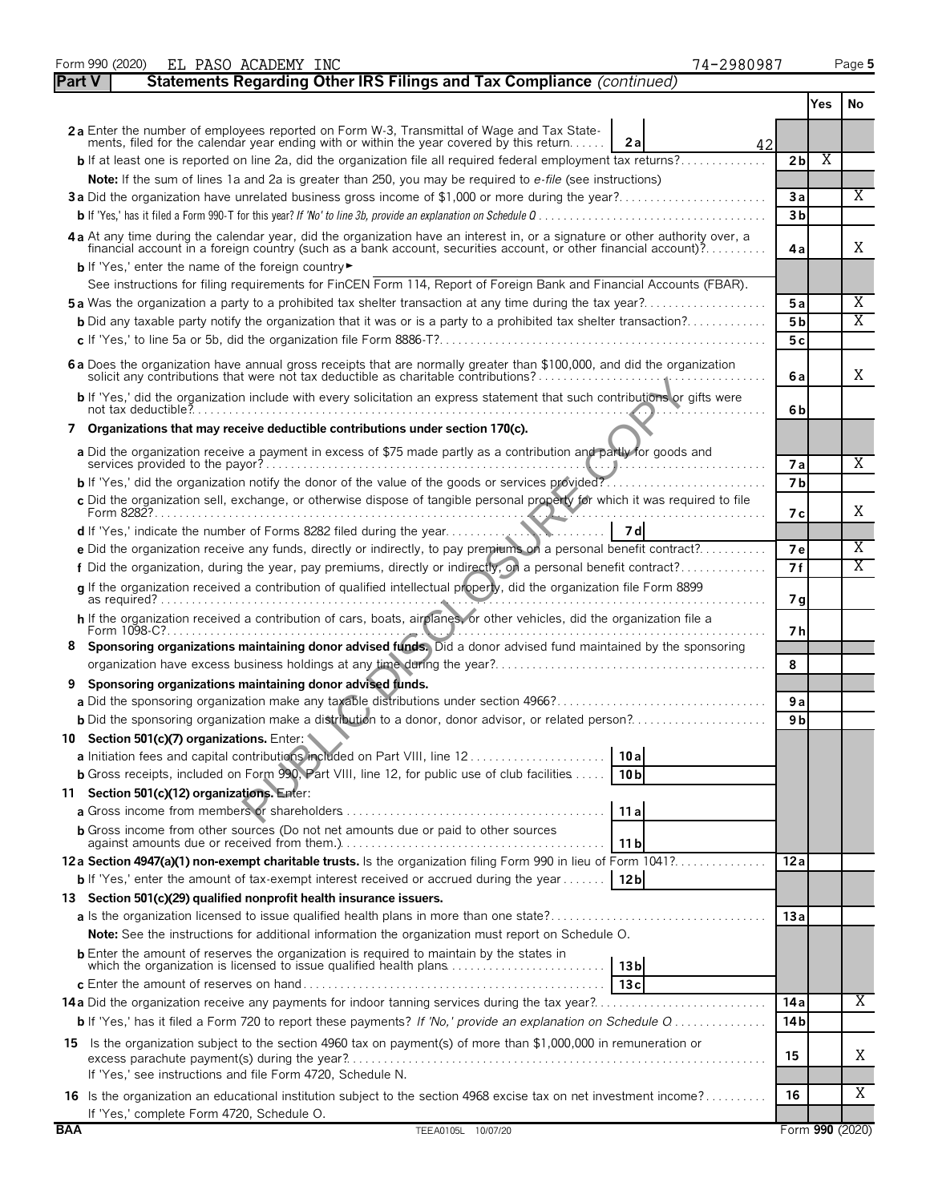Form 990 (2020) EL PASO ACADEMY INC 74-2980987 Page 5

**Part V Statements Regarding Other IRS Filings and Tax Compliance** *(continued)*

| | | | Yes | No |
|---|---|---|---|---|
| **2a** Enter the number of employees reported on Form W-3, Transmittal of Wage and Tax Statements, filed for the calendar year ending with or within the year covered by this return | 2a | 42 | | |
| **b** If at least one is reported on line 2a, did the organization file all required federal employment tax returns? | | 2b | X | |
| **Note:** If the sum of lines 1a and 2a is greater than 250, you may be required to *e-file* (see instructions) | | | | |
| **3a** Did the organization have unrelated business gross income of $1,000 or more during the year? | | 3a | | X |
| **b** If 'Yes,' has it filed a Form 990-T for this year? *If 'No' to line 3b, provide an explanation on Schedule O* | | 3b | | |
| **4a** At any time during the calendar year, did the organization have an interest in, or a signature or other authority over, a financial account in a foreign country (such as a bank account, securities account, or other financial account)? | | 4a | | X |
| **b** If 'Yes,' enter the name of the foreign country ► | | | | |
| See instructions for filing requirements for FinCEN Form 114, Report of Foreign Bank and Financial Accounts (FBAR). | | | | |
| **5a** Was the organization a party to a prohibited tax shelter transaction at any time during the tax year? | | 5a | | X |
| **b** Did any taxable party notify the organization that it was or is a party to a prohibited tax shelter transaction? | | 5b | | X |
| **c** If 'Yes,' to line 5a or 5b, did the organization file Form 8886-T? | | 5c | | |
| **6a** Does the organization have annual gross receipts that are normally greater than $100,000, and did the organization solicit any contributions that were not tax deductible as charitable contributions? | | 6a | | X |
| **b** If 'Yes,' did the organization include with every solicitation an express statement that such contributions or gifts were not tax deductible? | | 6b | | |
| **7 Organizations that may receive deductible contributions under section 170(c).** | | | | |
| **a** Did the organization receive a payment in excess of $75 made partly as a contribution and partly for goods and services provided to the payor? | | 7a | | X |
| **b** If 'Yes,' did the organization notify the donor of the value of the goods or services provided? | | 7b | | |
| **c** Did the organization sell, exchange, or otherwise dispose of tangible personal property for which it was required to file Form 8282? | | 7c | | X |
| **d** If 'Yes,' indicate the number of Forms 8282 filed during the year | 7d | | | |
| **e** Did the organization receive any funds, directly or indirectly, to pay premiums on a personal benefit contract? | | 7e | | X |
| **f** Did the organization, during the year, pay premiums, directly or indirectly, on a personal benefit contract? | | 7f | | X |
| **g** If the organization received a contribution of qualified intellectual property, did the organization file Form 8899 as required? | | 7g | | |
| **h** If the organization received a contribution of cars, boats, airplanes, or other vehicles, did the organization file a Form 1098-C? | | 7h | | |
| **8 Sponsoring organizations maintaining donor advised funds.** Did a donor advised fund maintained by the sponsoring organization have excess business holdings at any time during the year? | | 8 | | |
| **9 Sponsoring organizations maintaining donor advised funds.** | | | | |
| **a** Did the sponsoring organization make any taxable distributions under section 4966? | | 9a | | |
| **b** Did the sponsoring organization make a distribution to a donor, donor advisor, or related person? | | 9b | | |
| **10 Section 501(c)(7) organizations.** Enter: | | | | |
| **a** Initiation fees and capital contributions included on Part VIII, line 12 | 10a | | | |
| **b** Gross receipts, included on Form 990, Part VIII, line 12, for public use of club facilities | 10b | | | |
| **11 Section 501(c)(12) organizations.** Enter: | | | | |
| **a** Gross income from members or shareholders | 11a | | | |
| **b** Gross income from other sources (Do not net amounts due or paid to other sources against amounts due or received from them.) | 11b | | | |
| **12a Section 4947(a)(1) non-exempt charitable trusts.** Is the organization filing Form 990 in lieu of Form 1041? | | 12a | | |
| **b** If 'Yes,' enter the amount of tax-exempt interest received or accrued during the year | 12b | | | |
| **13 Section 501(c)(29) qualified nonprofit health insurance issuers.** | | | | |
| **a** Is the organization licensed to issue qualified health plans in more than one state? | | 13a | | |
| **Note:** See the instructions for additional information the organization must report on Schedule O. | | | | |
| **b** Enter the amount of reserves the organization is required to maintain by the states in which the organization is licensed to issue qualified health plans | 13b | | | |
| **c** Enter the amount of reserves on hand | 13c | | | |
| **14a** Did the organization receive any payments for indoor tanning services during the tax year? | | 14a | | X |
| **b** If 'Yes,' has it filed a Form 720 to report these payments? *If 'No,' provide an explanation on Schedule O* | | 14b | | |
| **15** Is the organization subject to the section 4960 tax on payment(s) of more than $1,000,000 in remuneration or excess parachute payment(s) during the year? If 'Yes,' see instructions and file Form 4720, Schedule N. | | 15 | | X |
| **16** Is the organization an educational institution subject to the section 4968 excise tax on net investment income? If 'Yes,' complete Form 4720, Schedule O. | | 16 | | X |

BAA TEEA0105L 10/07/20 Form **990** (2020)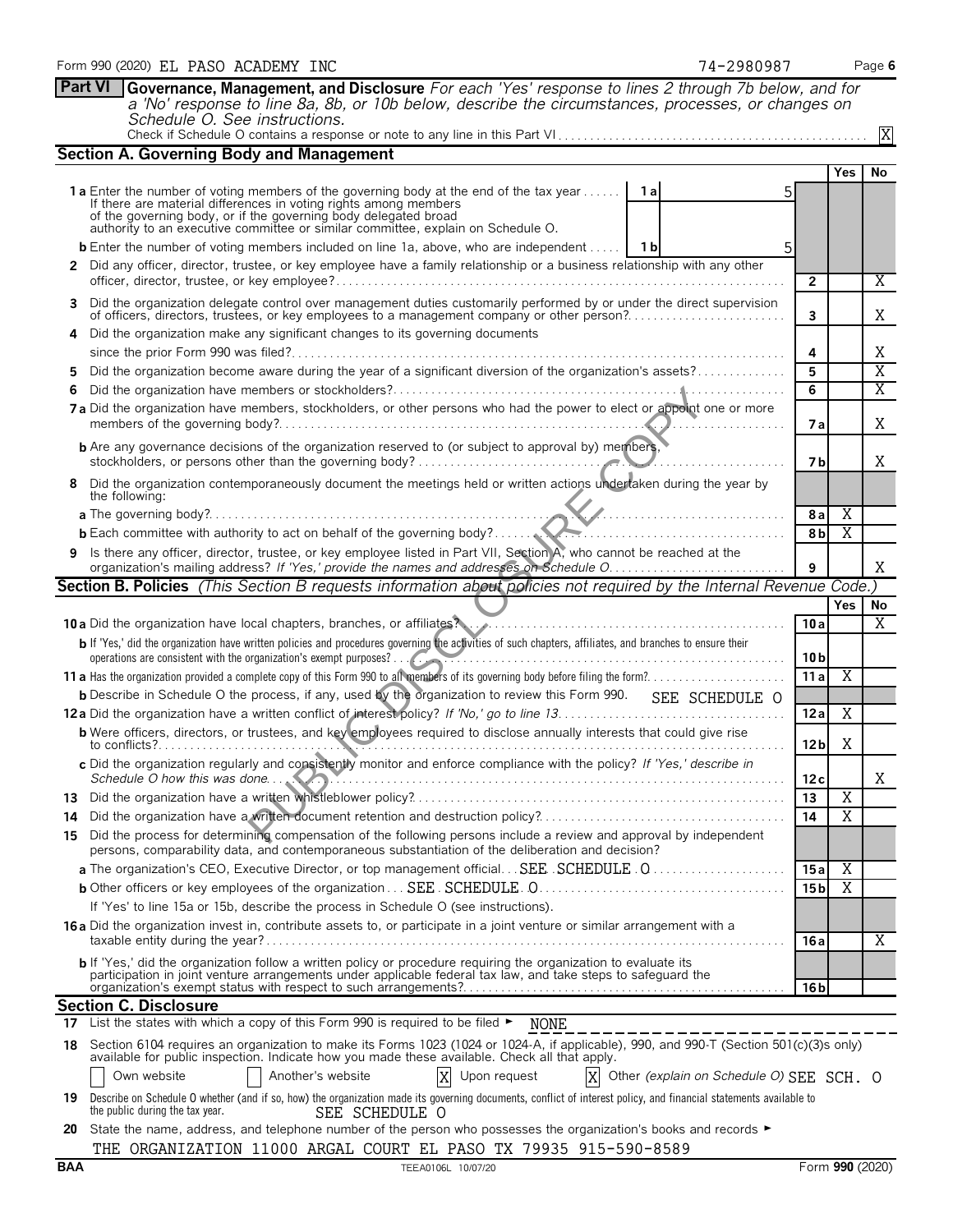Form 990 (2020) EL PASO ACADEMY INC 74-2980987

## Part VI Governance, Management, and Disclosure

*For each 'Yes' response to lines 2 through 7b below, and for a 'No' response to line 8a, 8b, or 10b below, describe the circumstances, processes, or changes on Schedule O. See instructions.*

Check if Schedule O contains a response or note to any line in this Part VI . . . . . [X]

### Section A. Governing Body and Management

| | | | Yes | No |
|---|---|---|---|---|
| **1a** Enter the number of voting members of the governing body at the end of the tax year. If there are material differences in voting rights among members of the governing body, or if the governing body delegated broad authority to an executive committee or similar committee, explain on Schedule O. | 1a: 5 | | | |
| **b** Enter the number of voting members included on line 1a, above, who are independent | 1b: 5 | | | |
| **2** Did any officer, director, trustee, or key employee have a family relationship or a business relationship with any other officer, director, trustee, or key employee? | | 2 | | X |
| **3** Did the organization delegate control over management duties customarily performed by or under the direct supervision of officers, directors, trustees, or key employees to a management company or other person? | | 3 | | X |
| **4** Did the organization make any significant changes to its governing documents since the prior Form 990 was filed? | | 4 | | X |
| **5** Did the organization become aware during the year of a significant diversion of the organization's assets? | | 5 | | X |
| **6** Did the organization have members or stockholders? | | 6 | | X |
| **7a** Did the organization have members, stockholders, or other persons who had the power to elect or appoint one or more members of the governing body? | | 7a | | X |
| **b** Are any governance decisions of the organization reserved to (or subject to approval by) members, stockholders, or persons other than the governing body? | | 7b | | X |
| **8** Did the organization contemporaneously document the meetings held or written actions undertaken during the year by the following: | | | | |
| **a** The governing body? | | 8a | X | |
| **b** Each committee with authority to act on behalf of the governing body? | | 8b | X | |
| **9** Is there any officer, director, trustee, or key employee listed in Part VII, Section A, who cannot be reached at the organization's mailing address? *If 'Yes,' provide the names and addresses on Schedule O* | | 9 | | X |

### Section B. Policies *(This Section B requests information about policies not required by the Internal Revenue Code.)*

| | | Yes | No |
|---|---|---|---|
| **10a** Did the organization have local chapters, branches, or affiliates? | 10a | | X |
| **b** If 'Yes,' did the organization have written policies and procedures governing the activities of such chapters, affiliates, and branches to ensure their operations are consistent with the organization's exempt purposes? | 10b | | |
| **11a** Has the organization provided a complete copy of this Form 990 to all members of its governing body before filing the form? | 11a | X | |
| **b** Describe in Schedule O the process, if any, used by the organization to review this Form 990. SEE SCHEDULE O | | | |
| **12a** Did the organization have a written conflict of interest policy? *If 'No,' go to line 13* | 12a | X | |
| **b** Were officers, directors, or trustees, and key employees required to disclose annually interests that could give rise to conflicts? | 12b | X | |
| **c** Did the organization regularly and consistently monitor and enforce compliance with the policy? *If 'Yes,' describe in Schedule O how this was done* | 12c | | X |
| **13** Did the organization have a written whistleblower policy? | 13 | X | |
| **14** Did the organization have a written document retention and destruction policy? | 14 | X | |
| **15** Did the process for determining compensation of the following persons include a review and approval by independent persons, comparability data, and contemporaneous substantiation of the deliberation and decision? | | | |
| **a** The organization's CEO, Executive Director, or top management official . . . SEE SCHEDULE O | 15a | X | |
| **b** Other officers or key employees of the organization . . . SEE SCHEDULE O | 15b | X | |
| If 'Yes' to line 15a or 15b, describe the process in Schedule O (see instructions). | | | |
| **16a** Did the organization invest in, contribute assets to, or participate in a joint venture or similar arrangement with a taxable entity during the year? | 16a | | X |
| **b** If 'Yes,' did the organization follow a written policy or procedure requiring the organization to evaluate its participation in joint venture arrangements under applicable federal tax law, and take steps to safeguard the organization's exempt status with respect to such arrangements? | 16b | | |

### Section C. Disclosure

**17** List the states with which a copy of this Form 990 is required to be filed ► NONE

**18** Section 6104 requires an organization to make its Forms 1023 (1024 or 1024-A, if applicable), 990, and 990-T (Section 501(c)(3)s only) available for public inspection. Indicate how you made these available. Check all that apply.

[ ] Own website [ ] Another's website [X] Upon request [X] Other *(explain on Schedule O)* SEE SCH. O

**19** Describe on Schedule O whether (and if so, how) the organization made its governing documents, conflict of interest policy, and financial statements available to the public during the tax year. SEE SCHEDULE O

**20** State the name, address, and telephone number of the person who possesses the organization's books and records ►

THE ORGANIZATION 11000 ARGAL COURT EL PASO TX 79935 915-590-8589

BAA TEEA0106L 10/07/20 Form **990** (2020)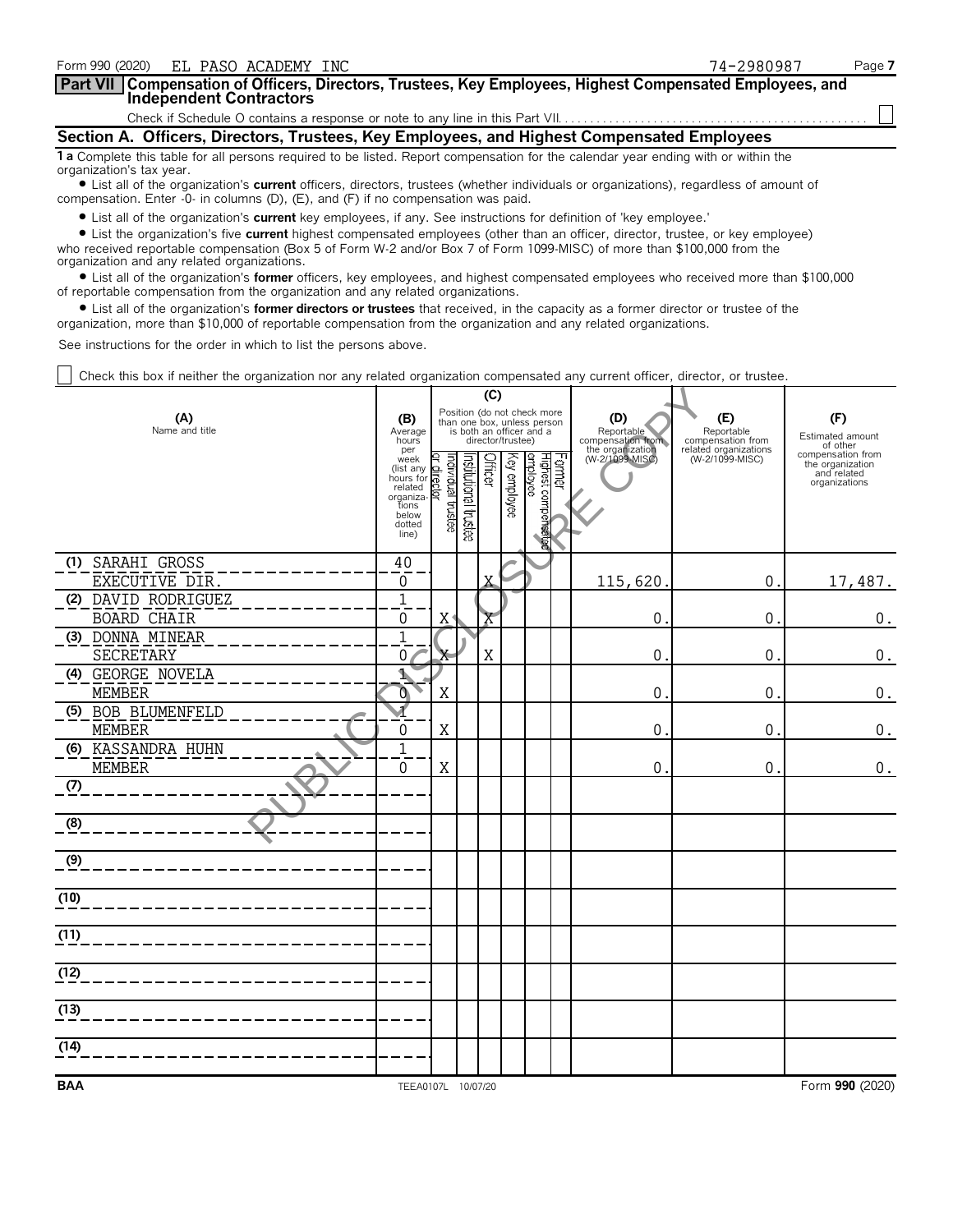Form 990 (2020) EL PASO ACADEMY INC 74-2980987

## Part VII Compensation of Officers, Directors, Trustees, Key Employees, Highest Compensated Employees, and Independent Contractors

Check if Schedule O contains a response or note to any line in this Part VII. . . . . . . . . . . . . . . . . . . . . . . . . . . . . . . . . . . . . . . . . . . . . . . . . . ☐

### Section A. Officers, Directors, Trustees, Key Employees, and Highest Compensated Employees

**1 a** Complete this table for all persons required to be listed. Report compensation for the calendar year ending with or within the organization's tax year.

- List all of the organization's **current** officers, directors, trustees (whether individuals or organizations), regardless of amount of compensation. Enter -0- in columns (D), (E), and (F) if no compensation was paid.
- List all of the organization's **current** key employees, if any. See instructions for definition of 'key employee.'
- List the organization's five **current** highest compensated employees (other than an officer, director, trustee, or key employee) who received reportable compensation (Box 5 of Form W-2 and/or Box 7 of Form 1099-MISC) of more than $100,000 from the organization and any related organizations.
- List all of the organization's **former** officers, key employees, and highest compensated employees who received more than $100,000 of reportable compensation from the organization and any related organizations.
- List all of the organization's **former directors or trustees** that received, in the capacity as a former director or trustee of the organization, more than $10,000 of reportable compensation from the organization and any related organizations.

See instructions for the order in which to list the persons above.

☐ Check this box if neither the organization nor any related organization compensated any current officer, director, or trustee.

| (A) Name and title | (B) Average hours per week (list any hours for related organizations below dotted line) | (C) Individual trustee or director | Institutional trustee | Officer | Key employee | Highest compensated employee | Former | (D) Reportable compensation from the organization (W-2/1099-MISC) | (E) Reportable compensation from related organizations (W-2/1099-MISC) | (F) Estimated amount of other compensation from the organization and related organizations |
|---|---|---|---|---|---|---|---|---|---|---|
| (1) SARAHI GROSS<br>EXECUTIVE DIR. | 40<br>0 | | | X | | | | 115,620. | 0. | 17,487. |
| (2) DAVID RODRIGUEZ<br>BOARD CHAIR | 1<br>0 | X | | X | | | | 0. | 0. | 0. |
| (3) DONNA MINEAR<br>SECRETARY | 1<br>0 | X | | X | | | | 0. | 0. | 0. |
| (4) GEORGE NOVELA<br>MEMBER | 1<br>0 | X | | | | | | 0. | 0. | 0. |
| (5) BOB BLUMENFELD<br>MEMBER | 1<br>0 | X | | | | | | 0. | 0. | 0. |
| (6) KASSANDRA HUHN<br>MEMBER | 1<br>0 | X | | | | | | 0. | 0. | 0. |
| (7) | | | | | | | | | | |
| (8) | | | | | | | | | | |
| (9) | | | | | | | | | | |
| (10) | | | | | | | | | | |
| (11) | | | | | | | | | | |
| (12) | | | | | | | | | | |
| (13) | | | | | | | | | | |
| (14) | | | | | | | | | | |

BAA TEEA0107L 10/07/20 Form **990** (2020)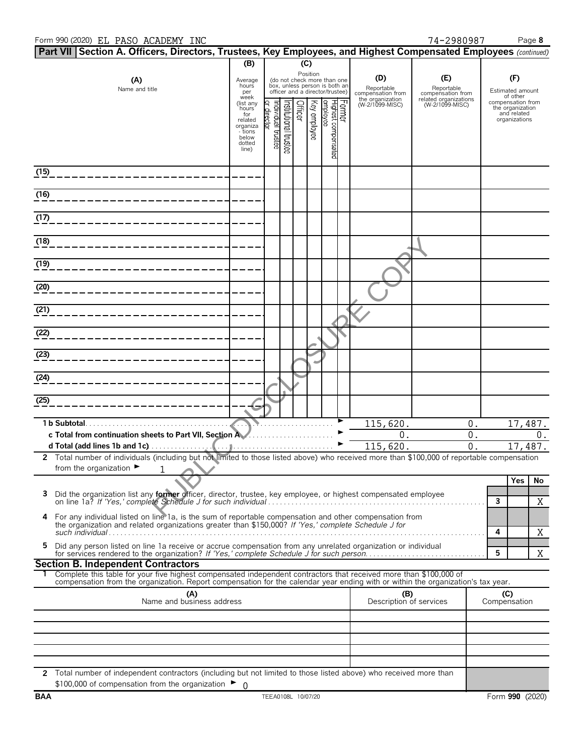Form 990 (2020) EL PASO ACADEMY INC 74-2980987 Page **8**

**Part VII Section A. Officers, Directors, Trustees, Key Employees, and Highest Compensated Employees** *(continued)*

| (A) Name and title | (B) Average hours per week (list any hours for related organizations below dotted line) | (C) Position: Individual trustee or director | Institutional trustee | Officer | Key employee | Highest compensated employee | Former | (D) Reportable compensation from the organization (W-2/1099-MISC) | (E) Reportable compensation from related organizations (W-2/1099-MISC) | (F) Estimated amount of other compensation from the organization and related organizations |
|---|---|---|---|---|---|---|---|---|---|---|
| (15) | | | | | | | | | | |
| (16) | | | | | | | | | | |
| (17) | | | | | | | | | | |
| (18) | | | | | | | | | | |
| (19) | | | | | | | | | | |
| (20) | | | | | | | | | | |
| (21) | | | | | | | | | | |
| (22) | | | | | | | | | | |
| (23) | | | | | | | | | | |
| (24) | | | | | | | | | | |
| (25) | | | | | | | | | | |
| **1 b Subtotal** | | | | | | | | 115,620. | 0. | 17,487. |
| **c Total from continuation sheets to Part VII, Section A** | | | | | | | | 0. | 0. | 0. |
| **d Total (add lines 1b and 1c)** | | | | | | | | 115,620. | 0. | 17,487. |

**2** Total number of individuals (including but not limited to those listed above) who received more than $100,000 of reportable compensation from the organization ► 1

| | | Yes | No |
|---|---|---|---|
| **3** Did the organization list any **former** officer, director, trustee, key employee, or highest compensated employee on line 1a? *If 'Yes,' complete Schedule J for such individual* | 3 | | X |
| **4** For any individual listed on line 1a, is the sum of reportable compensation and other compensation from the organization and related organizations greater than $150,000? *If 'Yes,' complete Schedule J for such individual* | 4 | | X |
| **5** Did any person listed on line 1a receive or accrue compensation from any unrelated organization or individual for services rendered to the organization? *If 'Yes,' complete Schedule J for such person.* | 5 | | X |

**Section B. Independent Contractors**

**1** Complete this table for your five highest compensated independent contractors that received more than $100,000 of compensation from the organization. Report compensation for the calendar year ending with or within the organization's tax year.

| (A) Name and business address | (B) Description of services | (C) Compensation |
|---|---|---|
| | | |
| | | |
| | | |
| | | |
| | | |

**2** Total number of independent contractors (including but not limited to those listed above) who received more than $100,000 of compensation from the organization ► 0

BAA TEEA0108L 10/07/20 Form **990** (2020)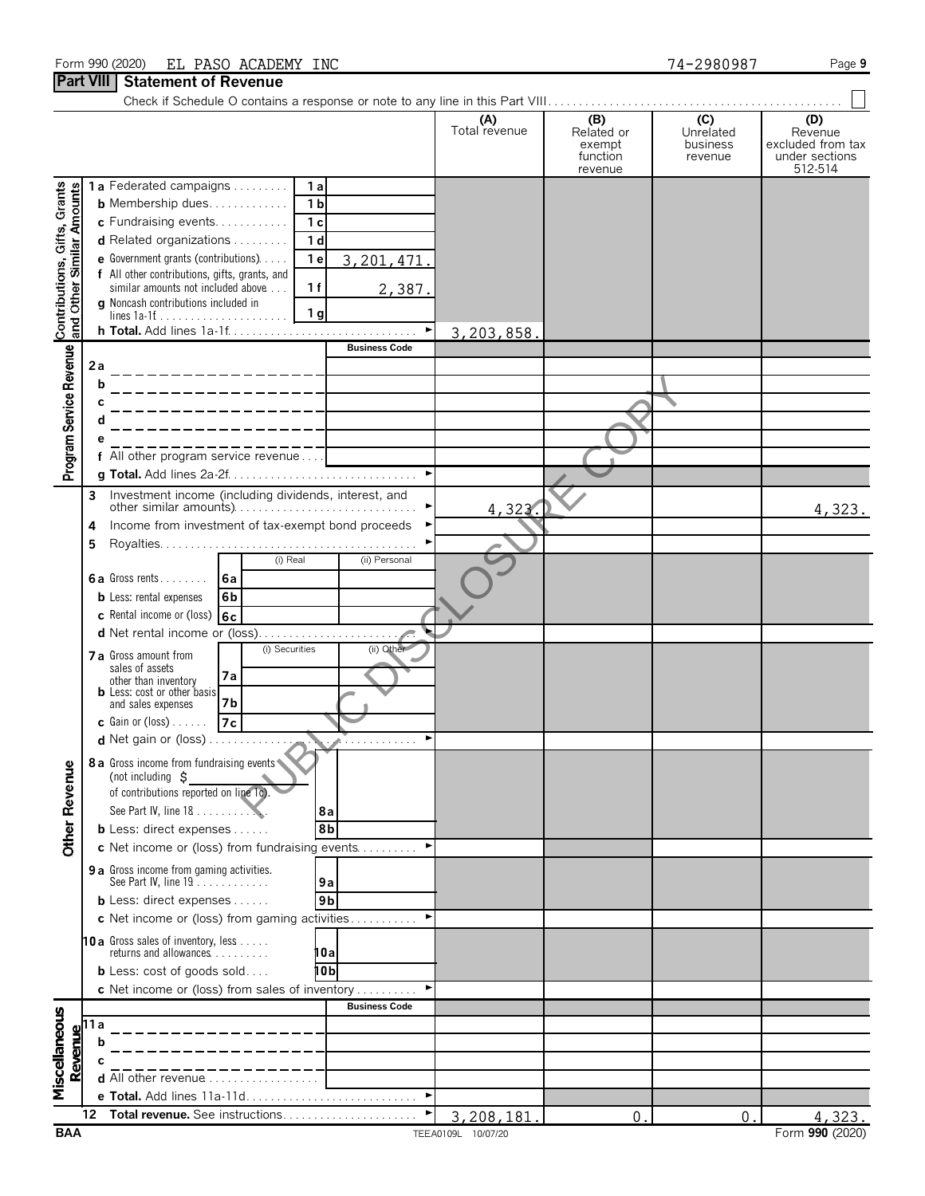Form 990 (2020) EL PASO ACADEMY INC 74-2980987

## Part VIII Statement of Revenue

Check if Schedule O contains a response or note to any line in this Part VIII. . . . . . . . . . . . . . . . . . . . . . . . . . . . . . . . . . . . . . . . . . . . . . . . ☐

| | | | (A) Total revenue | (B) Related or exempt function revenue | (C) Unrelated business revenue | (D) Revenue excluded from tax under sections 512-514 |
|---|---|---|---|---|---|---|
| **Contributions, Gifts, Grants and Other Similar Amounts** | 1a Federated campaigns | 1a | | | | |
| | b Membership dues | 1b | | | | |
| | c Fundraising events | 1c | | | | |
| | d Related organizations | 1d | | | | |
| | e Government grants (contributions) | 1e 3,201,471. | | | | |
| | f All other contributions, gifts, grants, and similar amounts not included above | 1f 2,387. | | | | |
| | g Noncash contributions included in lines 1a-1f | 1g | | | | |
| | h Total. Add lines 1a-1f | ► | 3,203,858. | | | |
| **Program Service Revenue** | | Business Code | | | | |
| | 2a | | | | | |
| | b | | | | | |
| | c | | | | | |
| | d | | | | | |
| | e | | | | | |
| | f All other program service revenue | | | | | |
| | g Total. Add lines 2a-2f | ► | | | | |
| **Other Revenue** | 3 Investment income (including dividends, interest, and other similar amounts) | ► | 4,323. | | | 4,323. |
| | 4 Income from investment of tax-exempt bond proceeds | ► | | | | |
| | 5 Royalties | ► | | | | |
| | | (i) Real / (ii) Personal | | | | |
| | 6a Gross rents | 6a | | | | |
| | b Less: rental expenses | 6b | | | | |
| | c Rental income or (loss) | 6c | | | | |
| | d Net rental income or (loss) | ► | | | | |
| | | (i) Securities / (ii) Other | | | | |
| | 7a Gross amount from sales of assets other than inventory | 7a | | | | |
| | b Less: cost or other basis and sales expenses | 7b | | | | |
| | c Gain or (loss) | 7c | | | | |
| | d Net gain or (loss) | ► | | | | |
| | 8a Gross income from fundraising events (not including $ ______ of contributions reported on line 1c). See Part IV, line 18 | 8a | | | | |
| | b Less: direct expenses | 8b | | | | |
| | c Net income or (loss) from fundraising events | ► | | | | |
| | 9a Gross income from gaming activities. See Part IV, line 19 | 9a | | | | |
| | b Less: direct expenses | 9b | | | | |
| | c Net income or (loss) from gaming activities | ► | | | | |
| | 10a Gross sales of inventory, less returns and allowances | 10a | | | | |
| | b Less: cost of goods sold | 10b | | | | |
| | c Net income or (loss) from sales of inventory | ► | | | | |
| **Miscellaneous Revenue** | | Business Code | | | | |
| | 11a | | | | | |
| | b | | | | | |
| | c | | | | | |
| | d All other revenue | | | | | |
| | e Total. Add lines 11a-11d | ► | | | | |
| | 12 Total revenue. See instructions | ► | 3,208,181. | 0. | 0. | 4,323. |

BAA TEEA0109L 10/07/20 Form 990 (2020)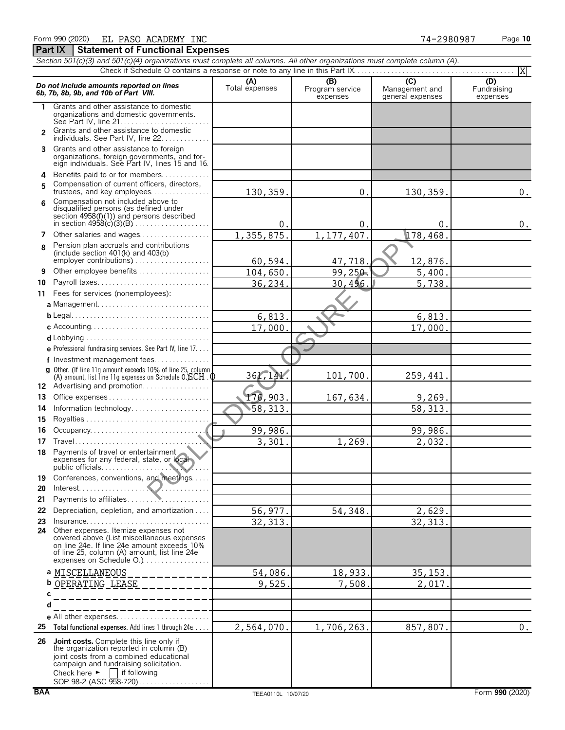Form 990 (2020) EL PASO ACADEMY INC 74-2980987

## Part IX Statement of Functional Expenses

*Section 501(c)(3) and 501(c)(4) organizations must complete all columns. All other organizations must complete column (A).*

Check if Schedule O contains a response or note to any line in this Part IX . . . . . . . . . . X

| *Do not include amounts reported on lines 6b, 7b, 8b, 9b, and 10b of Part VIII.* | (A) Total expenses | (B) Program service expenses | (C) Management and general expenses | (D) Fundraising expenses |
|---|---|---|---|---|
| 1 Grants and other assistance to domestic organizations and domestic governments. See Part IV, line 21 | | | | |
| 2 Grants and other assistance to domestic individuals. See Part IV, line 22 | | | | |
| 3 Grants and other assistance to foreign organizations, foreign governments, and foreign individuals. See Part IV, lines 15 and 16 | | | | |
| 4 Benefits paid to or for members | | | | |
| 5 Compensation of current officers, directors, trustees, and key employees | 130,359. | 0. | 130,359. | 0. |
| 6 Compensation not included above to disqualified persons (as defined under section 4958(f)(1)) and persons described in section 4958(c)(3)(B) | 0. | 0. | 0. | 0. |
| 7 Other salaries and wages | 1,355,875. | 1,177,407. | 178,468. | |
| 8 Pension plan accruals and contributions (include section 401(k) and 403(b) employer contributions) | 60,594. | 47,718. | 12,876. | |
| 9 Other employee benefits | 104,650. | 99,250. | 5,400. | |
| 10 Payroll taxes | 36,234. | 30,496. | 5,738. | |
| 11 Fees for services (nonemployees): | | | | |
| a Management | | | | |
| b Legal | 6,813. | | 6,813. | |
| c Accounting | 17,000. | | 17,000. | |
| d Lobbying | | | | |
| e Professional fundraising services. See Part IV, line 17 | | | | |
| f Investment management fees | | | | |
| g Other. (If line 11g amount exceeds 10% of line 25, column (A) amount, list line 11g expenses on Schedule O.) SCH . O | 361,141. | 101,700. | 259,441. | |
| 12 Advertising and promotion | | | | |
| 13 Office expenses | 176,903. | 167,634. | 9,269. | |
| 14 Information technology | 58,313. | | 58,313. | |
| 15 Royalties | | | | |
| 16 Occupancy | 99,986. | | 99,986. | |
| 17 Travel | 3,301. | 1,269. | 2,032. | |
| 18 Payments of travel or entertainment expenses for any federal, state, or local public officials | | | | |
| 19 Conferences, conventions, and meetings | | | | |
| 20 Interest | | | | |
| 21 Payments to affiliates | | | | |
| 22 Depreciation, depletion, and amortization | 56,977. | 54,348. | 2,629. | |
| 23 Insurance | 32,313. | | 32,313. | |
| 24 Other expenses. Itemize expenses not covered above (List miscellaneous expenses on line 24e. If line 24e amount exceeds 10% of line 25, column (A) amount, list line 24e expenses on Schedule O.) | | | | |
| a MISCELLANEOUS | 54,086. | 18,933. | 35,153. | |
| b OPERATING LEASE | 9,525. | 7,508. | 2,017. | |
| c | | | | |
| d | | | | |
| e All other expenses | | | | |
| 25 **Total functional expenses.** Add lines 1 through 24e | 2,564,070. | 1,706,263. | 857,807. | 0. |
| 26 **Joint costs.** Complete this line only if the organization reported in column (B) joint costs from a combined educational campaign and fundraising solicitation. Check here ► ☐ if following SOP 98-2 (ASC 958-720) | | | | |

BAA TEEA0110L 10/07/20 Form **990** (2020)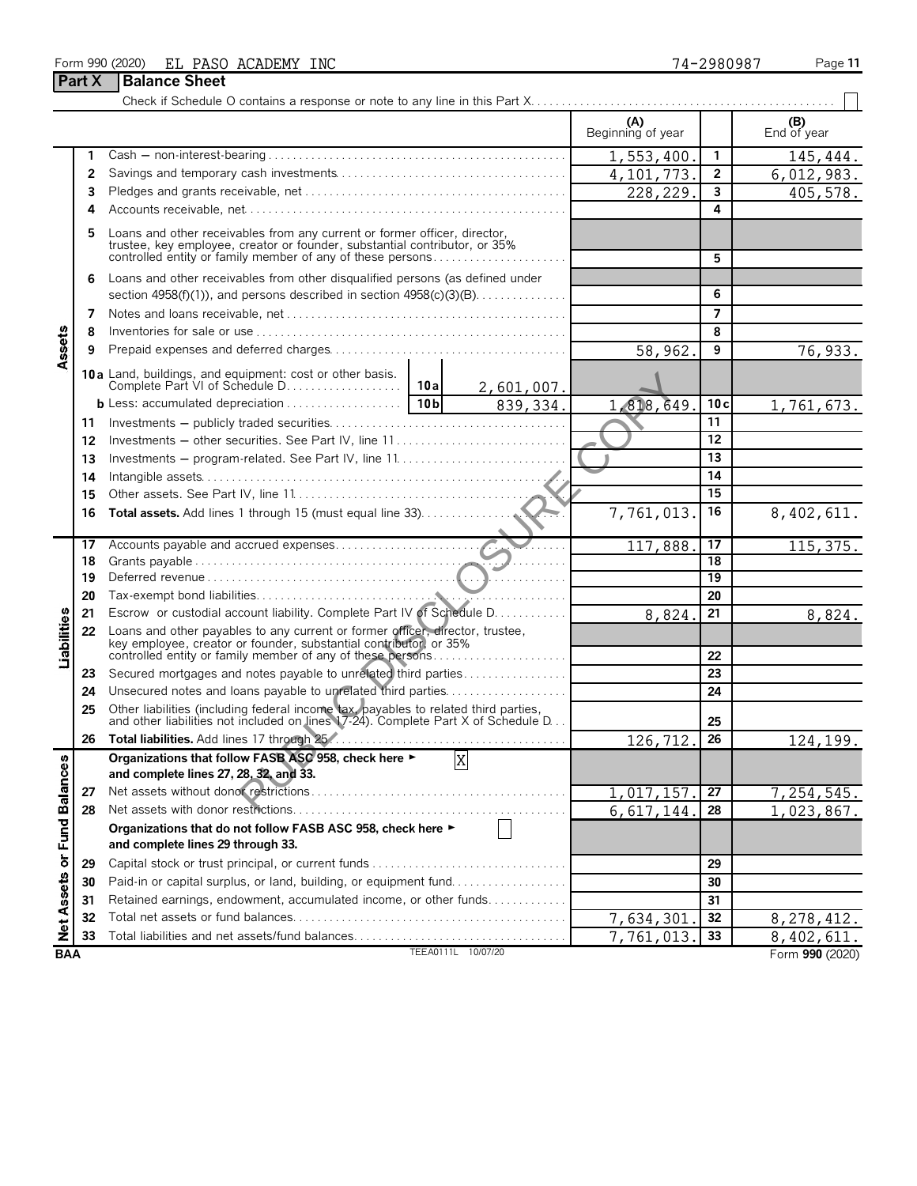Form 990 (2020) EL PASO ACADEMY INC 74-2980987

## Part X Balance Sheet

Check if Schedule O contains a response or note to any line in this Part X

| | | | (A) Beginning of year | | (B) End of year |
|---|---|---|---|---|---|
| Assets | 1 | Cash — non-interest-bearing | 1,553,400. | 1 | 145,444. |
| | 2 | Savings and temporary cash investments | 4,101,773. | 2 | 6,012,983. |
| | 3 | Pledges and grants receivable, net | 228,229. | 3 | 405,578. |
| | 4 | Accounts receivable, net | | 4 | |
| | 5 | Loans and other receivables from any current or former officer, director, trustee, key employee, creator or founder, substantial contributor, or 35% controlled entity or family member of any of these persons | | 5 | |
| | 6 | Loans and other receivables from other disqualified persons (as defined under section 4958(f)(1)), and persons described in section 4958(c)(3)(B) | | 6 | |
| | 7 | Notes and loans receivable, net | | 7 | |
| | 8 | Inventories for sale or use | | 8 | |
| | 9 | Prepaid expenses and deferred charges | 58,962. | 9 | 76,933. |
| | 10a | Land, buildings, and equipment: cost or other basis. Complete Part VI of Schedule D — 10a: 2,601,007. | | | |
| | b | Less: accumulated depreciation — 10b: 839,334. | 1,818,649. | 10c | 1,761,673. |
| | 11 | Investments — publicly traded securities | | 11 | |
| | 12 | Investments — other securities. See Part IV, line 11 | | 12 | |
| | 13 | Investments — program-related. See Part IV, line 11 | | 13 | |
| | 14 | Intangible assets | | 14 | |
| | 15 | Other assets. See Part IV, line 11 | | 15 | |
| | 16 | **Total assets.** Add lines 1 through 15 (must equal line 33) | 7,761,013. | 16 | 8,402,611. |
| Liabilities | 17 | Accounts payable and accrued expenses | 117,888. | 17 | 115,375. |
| | 18 | Grants payable | | 18 | |
| | 19 | Deferred revenue | | 19 | |
| | 20 | Tax-exempt bond liabilities | | 20 | |
| | 21 | Escrow or custodial account liability. Complete Part IV of Schedule D | 8,824. | 21 | 8,824. |
| | 22 | Loans and other payables to any current or former officer, director, trustee, key employee, creator or founder, substantial contributor, or 35% controlled entity or family member of any of these persons | | 22 | |
| | 23 | Secured mortgages and notes payable to unrelated third parties | | 23 | |
| | 24 | Unsecured notes and loans payable to unrelated third parties | | 24 | |
| | 25 | Other liabilities (including federal income tax, payables to related third parties, and other liabilities not included on lines 17-24). Complete Part X of Schedule D | | 25 | |
| | 26 | **Total liabilities.** Add lines 17 through 25 | 126,712. | 26 | 124,199. |
| Net Assets or Fund Balances | | **Organizations that follow FASB ASC 958, check here ► [X] and complete lines 27, 28, 32, and 33.** | | | |
| | 27 | Net assets without donor restrictions | 1,017,157. | 27 | 7,254,545. |
| | 28 | Net assets with donor restrictions | 6,617,144. | 28 | 1,023,867. |
| | | **Organizations that do not follow FASB ASC 958, check here ► [ ] and complete lines 29 through 33.** | | | |
| | 29 | Capital stock or trust principal, or current funds | | 29 | |
| | 30 | Paid-in or capital surplus, or land, building, or equipment fund | | 30 | |
| | 31 | Retained earnings, endowment, accumulated income, or other funds | | 31 | |
| | 32 | Total net assets or fund balances | 7,634,301. | 32 | 8,278,412. |
| | 33 | Total liabilities and net assets/fund balances | 7,761,013. | 33 | 8,402,611. |

BAA TEEA0111L 10/07/20 Form **990** (2020)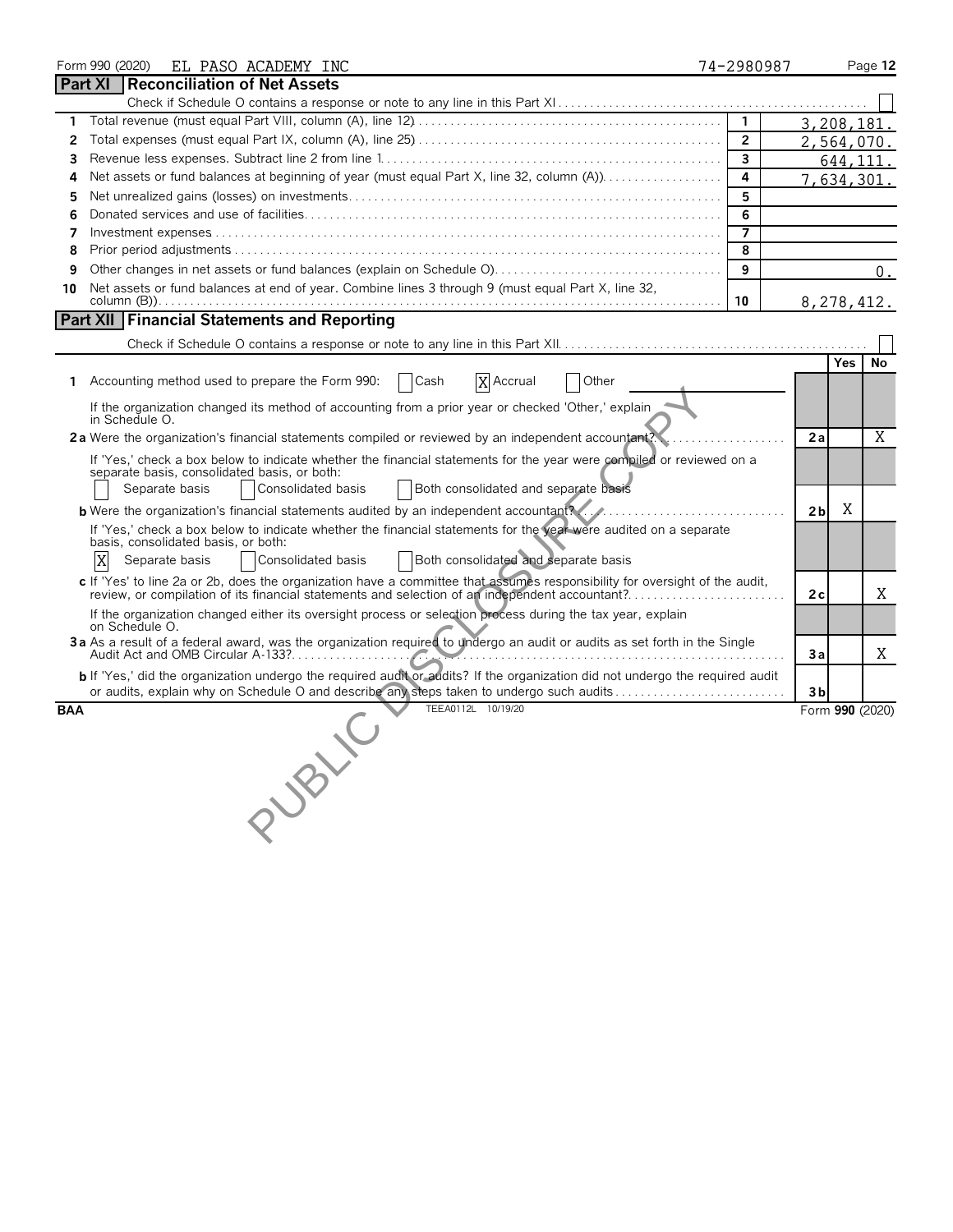Form 990 (2020) EL PASO ACADEMY INC 74-2980987

## Part XI Reconciliation of Net Assets

Check if Schedule O contains a response or note to any line in this Part XI ☐

| | | | |
|---|---|---|---|
| 1 | Total revenue (must equal Part VIII, column (A), line 12) | 1 | 3,208,181. |
| 2 | Total expenses (must equal Part IX, column (A), line 25) | 2 | 2,564,070. |
| 3 | Revenue less expenses. Subtract line 2 from line 1 | 3 | 644,111. |
| 4 | Net assets or fund balances at beginning of year (must equal Part X, line 32, column (A)) | 4 | 7,634,301. |
| 5 | Net unrealized gains (losses) on investments | 5 | |
| 6 | Donated services and use of facilities | 6 | |
| 7 | Investment expenses | 7 | |
| 8 | Prior period adjustments | 8 | |
| 9 | Other changes in net assets or fund balances (explain on Schedule O) | 9 | 0. |
| 10 | Net assets or fund balances at end of year. Combine lines 3 through 9 (must equal Part X, line 32, column (B)) | 10 | 8,278,412. |

## Part XII Financial Statements and Reporting

Check if Schedule O contains a response or note to any line in this Part XII ☐

| | | | Yes | No |
|---|---|---|---|---|
| 1 | Accounting method used to prepare the Form 990: ☐ Cash ☒ Accrual ☐ Other | | | |
| | If the organization changed its method of accounting from a prior year or checked 'Other,' explain in Schedule O. | | | |
| 2a | Were the organization's financial statements compiled or reviewed by an independent accountant? | 2a | | X |
| | If 'Yes,' check a box below to indicate whether the financial statements for the year were compiled or reviewed on a separate basis, consolidated basis, or both: ☐ Separate basis ☐ Consolidated basis ☐ Both consolidated and separate basis | | | |
| b | Were the organization's financial statements audited by an independent accountant? | 2b | X | |
| | If 'Yes,' check a box below to indicate whether the financial statements for the year were audited on a separate basis, consolidated basis, or both: ☒ Separate basis ☐ Consolidated basis ☐ Both consolidated and separate basis | | | |
| c | If 'Yes' to line 2a or 2b, does the organization have a committee that assumes responsibility for oversight of the audit, review, or compilation of its financial statements and selection of an independent accountant? | 2c | | X |
| | If the organization changed either its oversight process or selection process during the tax year, explain on Schedule O. | | | |
| 3a | As a result of a federal award, was the organization required to undergo an audit or audits as set forth in the Single Audit Act and OMB Circular A-133? | 3a | | X |
| b | If 'Yes,' did the organization undergo the required audit or audits? If the organization did not undergo the required audit or audits, explain why on Schedule O and describe any steps taken to undergo such audits | 3b | | |

BAA TEEA0112L 10/19/20 Form 990 (2020)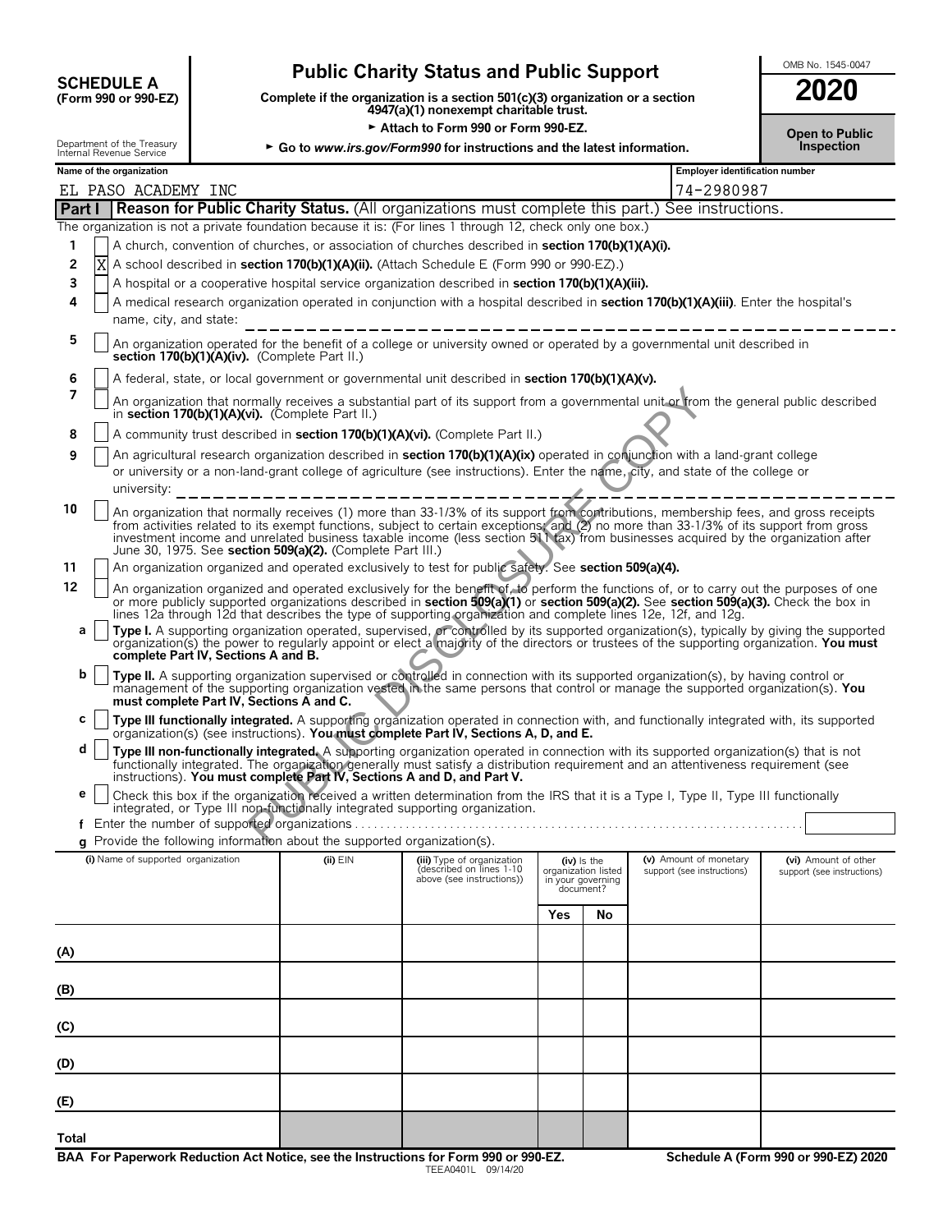# SCHEDULE A (Form 990 or 990-EZ)

Department of the Treasury Internal Revenue Service

## Public Charity Status and Public Support

**Complete if the organization is a section 501(c)(3) organization or a section 4947(a)(1) nonexempt charitable trust.**

► Attach to Form 990 or Form 990-EZ.

► Go to *www.irs.gov/Form990* for instructions and the latest information.

OMB No. 1545-0047

**2020**

**Open to Public Inspection**

**Name of the organization:** EL PASO ACADEMY INC

**Employer identification number:** 74-2980987

## Part I Reason for Public Charity Status. (All organizations must complete this part.) See instructions.

The organization is not a private foundation because it is: (For lines 1 through 12, check only one box.)

1. [ ] A church, convention of churches, or association of churches described in **section 170(b)(1)(A)(i).**
2. [X] A school described in **section 170(b)(1)(A)(ii).** (Attach Schedule E (Form 990 or 990-EZ).)
3. [ ] A hospital or a cooperative hospital service organization described in **section 170(b)(1)(A)(iii).**
4. [ ] A medical research organization operated in conjunction with a hospital described in **section 170(b)(1)(A)(iii)**. Enter the hospital's name, city, and state:
5. [ ] An organization operated for the benefit of a college or university owned or operated by a governmental unit described in **section 170(b)(1)(A)(iv).** (Complete Part II.)
6. [ ] A federal, state, or local government or governmental unit described in **section 170(b)(1)(A)(v).**
7. [ ] An organization that normally receives a substantial part of its support from a governmental unit or from the general public described in **section 170(b)(1)(A)(vi).** (Complete Part II.)
8. [ ] A community trust described in **section 170(b)(1)(A)(vi).** (Complete Part II.)
9. [ ] An agricultural research organization described in **section 170(b)(1)(A)(ix)** operated in conjunction with a land-grant college or university or a non-land-grant college of agriculture (see instructions). Enter the name, city, and state of the college or university:
10. [ ] An organization that normally receives (1) more than 33-1/3% of its support from contributions, membership fees, and gross receipts from activities related to its exempt functions, subject to certain exceptions; and (2) no more than 33-1/3% of its support from gross investment income and unrelated business taxable income (less section 511 tax) from businesses acquired by the organization after June 30, 1975. See **section 509(a)(2).** (Complete Part III.)
11. [ ] An organization organized and operated exclusively to test for public safety. See **section 509(a)(4).**
12. [ ] An organization organized and operated exclusively for the benefit of, to perform the functions of, or to carry out the purposes of one or more publicly supported organizations described in **section 509(a)(1)** or **section 509(a)(2).** See **section 509(a)(3).** Check the box in lines 12a through 12d that describes the type of supporting organization and complete lines 12e, 12f, and 12g.
   - **a** [ ] **Type I.** A supporting organization operated, supervised, or controlled by its supported organization(s), typically by giving the supported organization(s) the power to regularly appoint or elect a majority of the directors or trustees of the supporting organization. **You must complete Part IV, Sections A and B.**
   - **b** [ ] **Type II.** A supporting organization supervised or controlled in connection with its supported organization(s), by having control or management of the supporting organization vested in the same persons that control or manage the supported organization(s). **You must complete Part IV, Sections A and C.**
   - **c** [ ] **Type III functionally integrated.** A supporting organization operated in connection with, and functionally integrated with, its supported organization(s) (see instructions). **You must complete Part IV, Sections A, D, and E.**
   - **d** [ ] **Type III non-functionally integrated.** A supporting organization operated in connection with its supported organization(s) that is not functionally integrated. The organization generally must satisfy a distribution requirement and an attentiveness requirement (see instructions). **You must complete Part IV, Sections A and D, and Part V.**
   - **e** [ ] Check this box if the organization received a written determination from the IRS that it is a Type I, Type II, Type III functionally integrated, or Type III non-functionally integrated supporting organization.
   - **f** Enter the number of supported organizations
   - **g** Provide the following information about the supported organization(s).

| (i) Name of supported organization | (ii) EIN | (iii) Type of organization (described on lines 1-10 above (see instructions)) | (iv) Is the organization listed in your governing document? Yes | No | (v) Amount of monetary support (see instructions) | (vi) Amount of other support (see instructions) |
|---|---|---|---|---|---|---|
| (A) | | | | | | |
| (B) | | | | | | |
| (C) | | | | | | |
| (D) | | | | | | |
| (E) | | | | | | |
| Total | | | | | | |

**BAA For Paperwork Reduction Act Notice, see the Instructions for Form 990 or 990-EZ.** TEEA0401L 09/14/20 **Schedule A (Form 990 or 990-EZ) 2020**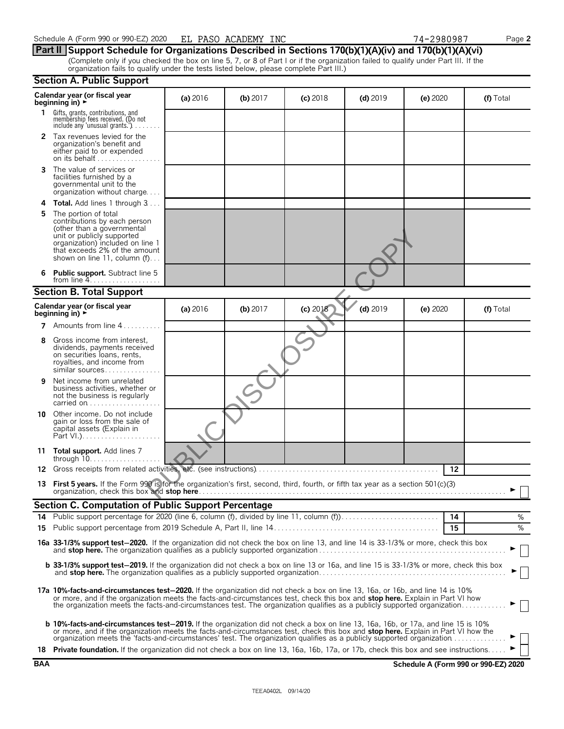Schedule A (Form 990 or 990-EZ) 2020 EL PASO ACADEMY INC 74-2980987 Page **2**

## Part II Support Schedule for Organizations Described in Sections 170(b)(1)(A)(iv) and 170(b)(1)(A)(vi)

(Complete only if you checked the box on line 5, 7, or 8 of Part I or if the organization failed to qualify under Part III. If the organization fails to qualify under the tests listed below, please complete Part III.)

### Section A. Public Support

| Calendar year (or fiscal year beginning in) ► | (a) 2016 | (b) 2017 | (c) 2018 | (d) 2019 | (e) 2020 | (f) Total |
|---|---|---|---|---|---|---|
| **1** Gifts, grants, contributions, and membership fees received. (Do not include any 'unusual grants.') | | | | | | |
| **2** Tax revenues levied for the organization's benefit and either paid to or expended on its behalf | | | | | | |
| **3** The value of services or facilities furnished by a governmental unit to the organization without charge | | | | | | |
| **4** **Total.** Add lines 1 through 3 | | | | | | |
| **5** The portion of total contributions by each person (other than a governmental unit or publicly supported organization) included on line 1 that exceeds 2% of the amount shown on line 11, column (f) | | | | | | |
| **6** **Public support.** Subtract line 5 from line 4 | | | | | | |

### Section B. Total Support

| Calendar year (or fiscal year beginning in) ► | (a) 2016 | (b) 2017 | (c) 2018 | (d) 2019 | (e) 2020 | (f) Total |
|---|---|---|---|---|---|---|
| **7** Amounts from line 4 | | | | | | |
| **8** Gross income from interest, dividends, payments received on securities loans, rents, royalties, and income from similar sources | | | | | | |
| **9** Net income from unrelated business activities, whether or not the business is regularly carried on | | | | | | |
| **10** Other income. Do not include gain or loss from the sale of capital assets (Explain in Part VI.) | | | | | | |
| **11** **Total support.** Add lines 7 through 10 | | | | | | |

**12** Gross receipts from related activities, etc. (see instructions) **12**

**13** **First 5 years.** If the Form 990 is for the organization's first, second, third, fourth, or fifth tax year as a section 501(c)(3) organization, check this box and **stop here** ► ☐

### Section C. Computation of Public Support Percentage

**14** Public support percentage for 2020 (line 6, column (f), divided by line 11, column (f)) **14** %

**15** Public support percentage from 2019 Schedule A, Part II, line 14 **15** %

**16a** **33-1/3% support test—2020.** If the organization did not check the box on line 13, and line 14 is 33-1/3% or more, check this box and **stop here.** The organization qualifies as a publicly supported organization ► ☐

**b** **33-1/3% support test—2019.** If the organization did not check a box on line 13 or 16a, and line 15 is 33-1/3% or more, check this box and **stop here.** The organization qualifies as a publicly supported organization ► ☐

**17a** **10%-facts-and-circumstances test—2020.** If the organization did not check a box on line 13, 16a, or 16b, and line 14 is 10% or more, and if the organization meets the facts-and-circumstances test, check this box and **stop here.** Explain in Part VI how the organization meets the facts-and-circumstances test. The organization qualifies as a publicly supported organization ► ☐

**b** **10%-facts-and-circumstances test—2019.** If the organization did not check a box on line 13, 16a, 16b, or 17a, and line 15 is 10% or more, and if the organization meets the facts-and-circumstances test, check this box and **stop here.** Explain in Part VI how the organization meets the 'facts-and-circumstances' test. The organization qualifies as a publicly supported organization ► ☐

**18** **Private foundation.** If the organization did not check a box on line 13, 16a, 16b, 17a, or 17b, check this box and see instructions ► ☐

**BAA** **Schedule A (Form 990 or 990-EZ) 2020**

TEEA0402L 09/14/20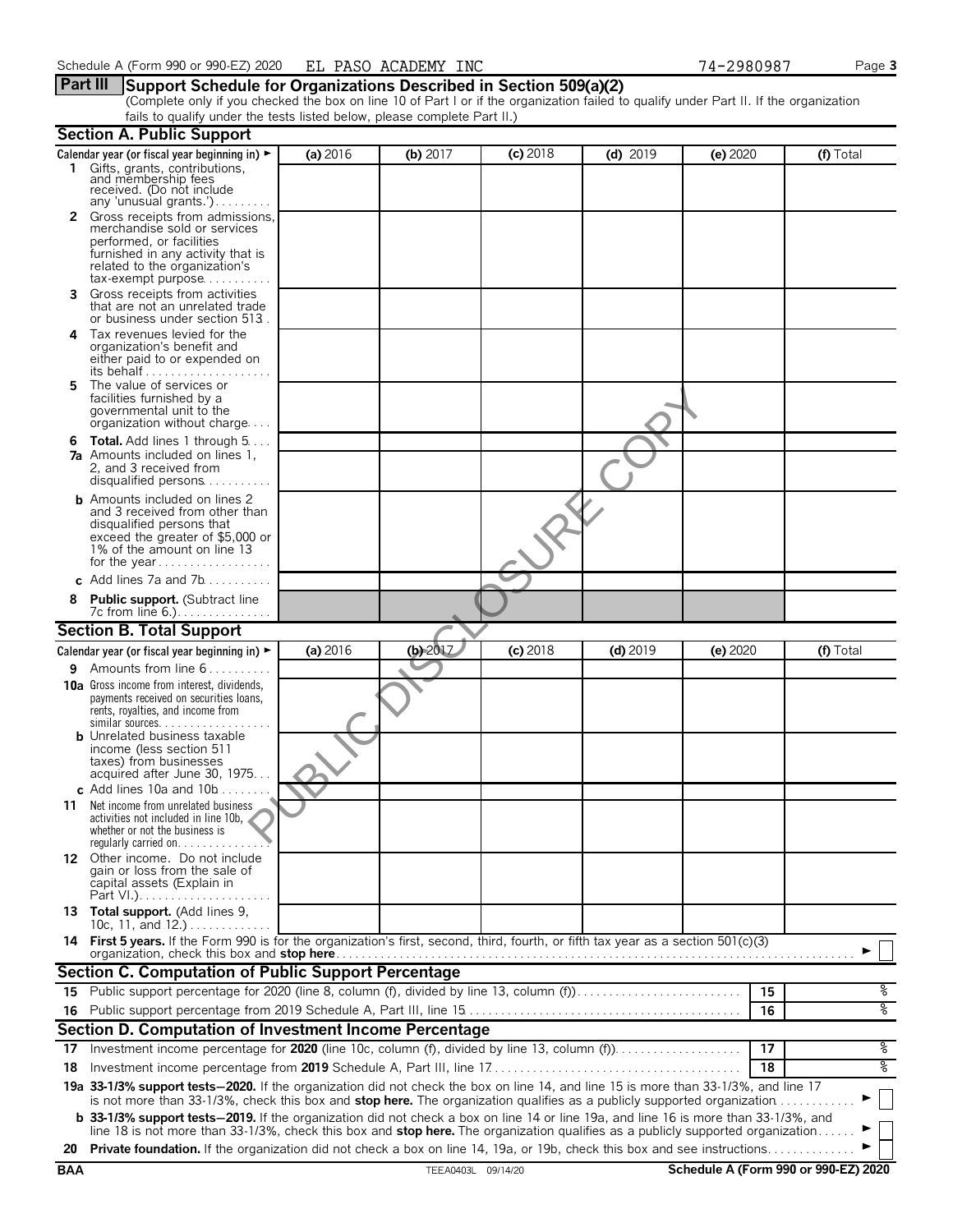Schedule A (Form 990 or 990-EZ) 2020 EL PASO ACADEMY INC 74-2980987

## Part III Support Schedule for Organizations Described in Section 509(a)(2)

(Complete only if you checked the box on line 10 of Part I or if the organization failed to qualify under Part II. If the organization fails to qualify under the tests listed below, please complete Part II.)

### Section A. Public Support

| Calendar year (or fiscal year beginning in) ► | (a) 2016 | (b) 2017 | (c) 2018 | (d) 2019 | (e) 2020 | (f) Total |
|---|---|---|---|---|---|---|
| **1** Gifts, grants, contributions, and membership fees received. (Do not include any 'unusual grants.') | | | | | | |
| **2** Gross receipts from admissions, merchandise sold or services performed, or facilities furnished in any activity that is related to the organization's tax-exempt purpose | | | | | | |
| **3** Gross receipts from activities that are not an unrelated trade or business under section 513 | | | | | | |
| **4** Tax revenues levied for the organization's benefit and either paid to or expended on its behalf | | | | | | |
| **5** The value of services or facilities furnished by a governmental unit to the organization without charge | | | | | | |
| **6** **Total.** Add lines 1 through 5 | | | | | | |
| **7a** Amounts included on lines 1, 2, and 3 received from disqualified persons | | | | | | |
| **b** Amounts included on lines 2 and 3 received from other than disqualified persons that exceed the greater of $5,000 or 1% of the amount on line 13 for the year | | | | | | |
| **c** Add lines 7a and 7b | | | | | | |
| **8** **Public support.** (Subtract line 7c from line 6.) | | | | | | |

### Section B. Total Support

| Calendar year (or fiscal year beginning in) ► | (a) 2016 | (b) 2017 | (c) 2018 | (d) 2019 | (e) 2020 | (f) Total |
|---|---|---|---|---|---|---|
| **9** Amounts from line 6 | | | | | | |
| **10a** Gross income from interest, dividends, payments received on securities loans, rents, royalties, and income from similar sources | | | | | | |
| **b** Unrelated business taxable income (less section 511 taxes) from businesses acquired after June 30, 1975 | | | | | | |
| **c** Add lines 10a and 10b | | | | | | |
| **11** Net income from unrelated business activities not included in line 10b, whether or not the business is regularly carried on | | | | | | |
| **12** Other income. Do not include gain or loss from the sale of capital assets (Explain in Part VI.) | | | | | | |
| **13** **Total support.** (Add lines 9, 10c, 11, and 12.) | | | | | | |

**14** **First 5 years.** If the Form 990 is for the organization's first, second, third, fourth, or fifth tax year as a section 501(c)(3) organization, check this box and **stop here** ► ☐

### Section C. Computation of Public Support Percentage

| | | | |
|---|---|---|---|
| **15** | Public support percentage for 2020 (line 8, column (f), divided by line 13, column (f)) | 15 | % |
| **16** | Public support percentage from 2019 Schedule A, Part III, line 15 | 16 | % |

### Section D. Computation of Investment Income Percentage

| | | | |
|---|---|---|---|
| **17** | Investment income percentage for **2020** (line 10c, column (f), divided by line 13, column (f)) | 17 | % |
| **18** | Investment income percentage from **2019** Schedule A, Part III, line 17 | 18 | % |

**19a** **33-1/3% support tests—2020.** If the organization did not check the box on line 14, and line 15 is more than 33-1/3%, and line 17 is not more than 33-1/3%, check this box and **stop here.** The organization qualifies as a publicly supported organization ► ☐

**b** **33-1/3% support tests—2019.** If the organization did not check a box on line 14 or line 19a, and line 16 is more than 33-1/3%, and line 18 is not more than 33-1/3%, check this box and **stop here.** The organization qualifies as a publicly supported organization ► ☐

**20** **Private foundation.** If the organization did not check a box on line 14, 19a, or 19b, check this box and see instructions ► ☐

BAA TEEA0403L 09/14/20 Schedule A (Form 990 or 990-EZ) 2020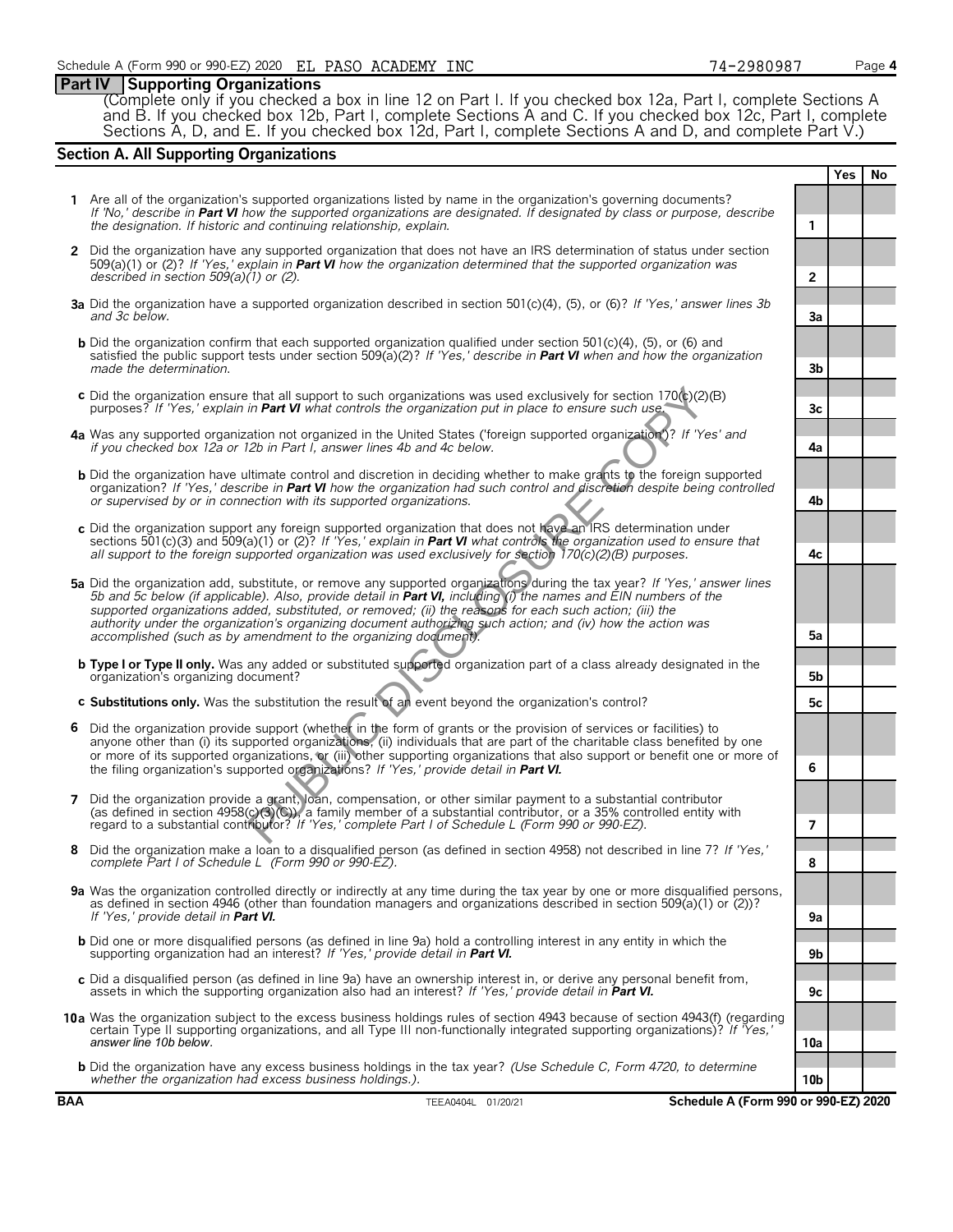Schedule A (Form 990 or 990-EZ) 2020 EL PASO ACADEMY INC 74-2980987 Page 4

## Part IV Supporting Organizations

(Complete only if you checked a box in line 12 on Part I. If you checked box 12a, Part I, complete Sections A and B. If you checked box 12b, Part I, complete Sections A and C. If you checked box 12c, Part I, complete Sections A, D, and E. If you checked box 12d, Part I, complete Sections A and D, and complete Part V.)

### Section A. All Supporting Organizations

| | | | Yes | No |
|---|---|---|---|---|
| **1** | Are all of the organization's supported organizations listed by name in the organization's governing documents? *If 'No,' describe in **Part VI** how the supported organizations are designated. If designated by class or purpose, describe the designation. If historic and continuing relationship, explain.* | 1 | | |
| **2** | Did the organization have any supported organization that does not have an IRS determination of status under section 509(a)(1) or (2)? *If 'Yes,' explain in **Part VI** how the organization determined that the supported organization was described in section 509(a)(1) or (2).* | 2 | | |
| **3a** | Did the organization have a supported organization described in section 501(c)(4), (5), or (6)? *If 'Yes,' answer lines 3b and 3c below.* | 3a | | |
| **b** | Did the organization confirm that each supported organization qualified under section 501(c)(4), (5), or (6) and satisfied the public support tests under section 509(a)(2)? *If 'Yes,' describe in **Part VI** when and how the organization made the determination.* | 3b | | |
| **c** | Did the organization ensure that all support to such organizations was used exclusively for section 170(c)(2)(B) purposes? *If 'Yes,' explain in **Part VI** what controls the organization put in place to ensure such use.* | 3c | | |
| **4a** | Was any supported organization not organized in the United States ('foreign supported organization')? *If 'Yes' and if you checked box 12a or 12b in Part I, answer lines 4b and 4c below.* | 4a | | |
| **b** | Did the organization have ultimate control and discretion in deciding whether to make grants to the foreign supported organization? *If 'Yes,' describe in **Part VI** how the organization had such control and discretion despite being controlled or supervised by or in connection with its supported organizations.* | 4b | | |
| **c** | Did the organization support any foreign supported organization that does not have an IRS determination under sections 501(c)(3) and 509(a)(1) or (2)? *If 'Yes,' explain in **Part VI** what controls the organization used to ensure that all support to the foreign supported organization was used exclusively for section 170(c)(2)(B) purposes.* | 4c | | |
| **5a** | Did the organization add, substitute, or remove any supported organizations during the tax year? *If 'Yes,' answer lines 5b and 5c below (if applicable). Also, provide detail in **Part VI,** including (i) the names and EIN numbers of the supported organizations added, substituted, or removed; (ii) the reasons for each such action; (iii) the authority under the organization's organizing document authorizing such action; and (iv) how the action was accomplished (such as by amendment to the organizing document).* | 5a | | |
| **b** | **Type I or Type II only.** Was any added or substituted supported organization part of a class already designated in the organization's organizing document? | 5b | | |
| **c** | **Substitutions only.** Was the substitution the result of an event beyond the organization's control? | 5c | | |
| **6** | Did the organization provide support (whether in the form of grants or the provision of services or facilities) to anyone other than (i) its supported organizations, (ii) individuals that are part of the charitable class benefited by one or more of its supported organizations, or (iii) other supporting organizations that also support or benefit one or more of the filing organization's supported organizations? *If 'Yes,' provide detail in **Part VI.*** | 6 | | |
| **7** | Did the organization provide a grant, loan, compensation, or other similar payment to a substantial contributor (as defined in section 4958(c)(3)(C)), a family member of a substantial contributor, or a 35% controlled entity with regard to a substantial contributor? *If 'Yes,' complete Part I of Schedule L (Form 990 or 990-EZ).* | 7 | | |
| **8** | Did the organization make a loan to a disqualified person (as defined in section 4958) not described in line 7? *If 'Yes,' complete Part I of Schedule L (Form 990 or 990-EZ).* | 8 | | |
| **9a** | Was the organization controlled directly or indirectly at any time during the tax year by one or more disqualified persons, as defined in section 4946 (other than foundation managers and organizations described in section 509(a)(1) or (2))? *If 'Yes,' provide detail in **Part VI.*** | 9a | | |
| **b** | Did one or more disqualified persons (as defined in line 9a) hold a controlling interest in any entity in which the supporting organization had an interest? *If 'Yes,' provide detail in **Part VI.*** | 9b | | |
| **c** | Did a disqualified person (as defined in line 9a) have an ownership interest in, or derive any personal benefit from, assets in which the supporting organization also had an interest? *If 'Yes,' provide detail in **Part VI.*** | 9c | | |
| **10a** | Was the organization subject to the excess business holdings rules of section 4943 because of section 4943(f) (regarding certain Type II supporting organizations, and all Type III non-functionally integrated supporting organizations)? *If 'Yes,' answer line 10b below.* | 10a | | |
| **b** | Did the organization have any excess business holdings in the tax year? *(Use Schedule C, Form 4720, to determine whether the organization had excess business holdings.).* | 10b | | |

BAA TEEA0404L 01/20/21 Schedule A (Form 990 or 990-EZ) 2020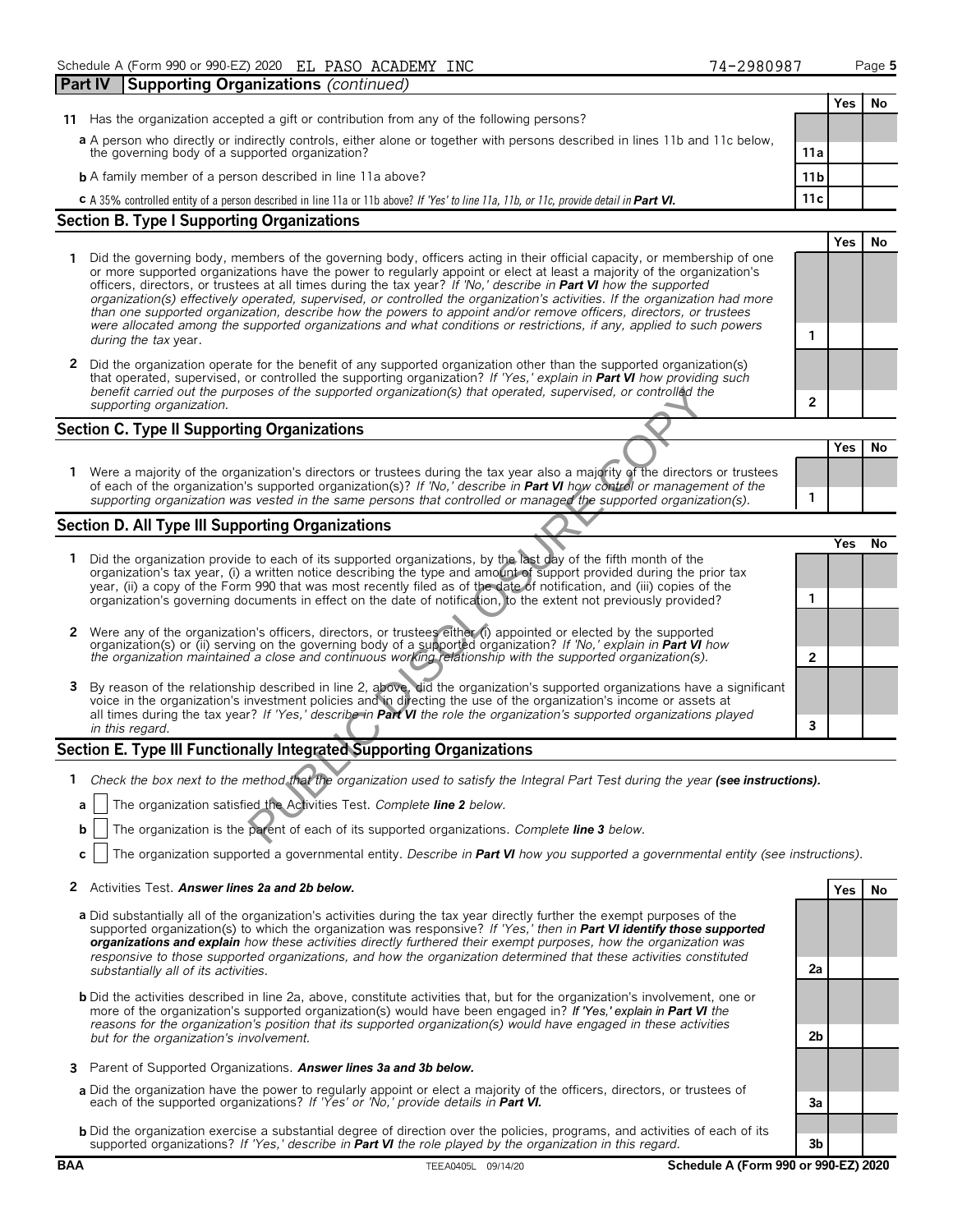Schedule A (Form 990 or 990-EZ) 2020 EL PASO ACADEMY INC 74-2980987 Page 5

## Part IV Supporting Organizations *(continued)*

| | | | Yes | No |
|---|---|---|---|---|
| **11** | Has the organization accepted a gift or contribution from any of the following persons? | | | |
| | **a** A person who directly or indirectly controls, either alone or together with persons described in lines 11b and 11c below, the governing body of a supported organization? | 11a | | |
| | **b** A family member of a person described in line 11a above? | 11b | | |
| | **c** A 35% controlled entity of a person described in line 11a or 11b above? *If 'Yes' to line 11a, 11b, or 11c, provide detail in* ***Part VI.*** | 11c | | |

### Section B. Type I Supporting Organizations

| | | | Yes | No |
|---|---|---|---|---|
| **1** | Did the governing body, members of the governing body, officers acting in their official capacity, or membership of one or more supported organizations have the power to regularly appoint or elect at least a majority of the organization's officers, directors, or trustees at all times during the tax year? *If 'No,' describe in* ***Part VI*** *how the supported organization(s) effectively operated, supervised, or controlled the organization's activities. If the organization had more than one supported organization, describe how the powers to appoint and/or remove officers, directors, or trustees were allocated among the supported organizations and what conditions or restrictions, if any, applied to such powers during the tax* year. | 1 | | |
| **2** | Did the organization operate for the benefit of any supported organization other than the supported organization(s) that operated, supervised, or controlled the supporting organization? *If 'Yes,' explain in* ***Part VI*** *how providing such benefit carried out the purposes of the supported organization(s) that operated, supervised, or controlled the supporting organization.* | 2 | | |

### Section C. Type II Supporting Organizations

| | | | Yes | No |
|---|---|---|---|---|
| **1** | Were a majority of the organization's directors or trustees during the tax year also a majority of the directors or trustees of each of the organization's supported organization(s)? *If 'No,' describe in* ***Part VI*** *how control or management of the supporting organization was vested in the same persons that controlled or managed the supported organization(s).* | 1 | | |

### Section D. All Type III Supporting Organizations

| | | | Yes | No |
|---|---|---|---|---|
| **1** | Did the organization provide to each of its supported organizations, by the last day of the fifth month of the organization's tax year, (i) a written notice describing the type and amount of support provided during the prior tax year, (ii) a copy of the Form 990 that was most recently filed as of the date of notification, and (iii) copies of the organization's governing documents in effect on the date of notification, to the extent not previously provided? | 1 | | |
| **2** | Were any of the organization's officers, directors, or trustees either (i) appointed or elected by the supported organization(s) or (ii) serving on the governing body of a supported organization? *If 'No,' explain in* ***Part VI*** *how the organization maintained a close and continuous working relationship with the supported organization(s).* | 2 | | |
| **3** | By reason of the relationship described in line 2, above, did the organization's supported organizations have a significant voice in the organization's investment policies and in directing the use of the organization's income or assets at all times during the tax year? *If 'Yes,' describe in* ***Part VI*** *the role the organization's supported organizations played in this regard.* | 3 | | |

### Section E. Type III Functionally Integrated Supporting Organizations

**1** *Check the box next to the method that the organization used to satisfy the Integral Part Test during the year* ***(see instructions).***

- **a** ☐ The organization satisfied the Activities Test. *Complete* ***line 2*** *below.*
- **b** ☐ The organization is the parent of each of its supported organizations. *Complete* ***line 3*** *below.*
- **c** ☐ The organization supported a governmental entity. *Describe in* ***Part VI*** *how you supported a governmental entity (see instructions).*

| | | | Yes | No |
|---|---|---|---|---|
| **2** | Activities Test. ***Answer lines 2a and 2b below.*** | | | |
| | **a** Did substantially all of the organization's activities during the tax year directly further the exempt purposes of the supported organization(s) to which the organization was responsive? *If 'Yes,' then in* ***Part VI identify those supported organizations and explain*** *how these activities directly furthered their exempt purposes, how the organization was responsive to those supported organizations, and how the organization determined that these activities constituted substantially all of its activities.* | 2a | | |
| | **b** Did the activities described in line 2a, above, constitute activities that, but for the organization's involvement, one or more of the organization's supported organization(s) would have been engaged in? *If 'Yes,' explain in* ***Part VI*** *the reasons for the organization's position that its supported organization(s) would have engaged in these activities but for the organization's involvement.* | 2b | | |
| **3** | Parent of Supported Organizations. ***Answer lines 3a and 3b below.*** | | | |
| | **a** Did the organization have the power to regularly appoint or elect a majority of the officers, directors, or trustees of each of the supported organizations? *If 'Yes' or 'No,' provide details in* ***Part VI.*** | 3a | | |
| | **b** Did the organization exercise a substantial degree of direction over the policies, programs, and activities of each of its supported organizations? *If 'Yes,' describe in* ***Part VI*** *the role played by the organization in this regard.* | 3b | | |

BAA TEEA0405L 09/14/20 Schedule A (Form 990 or 990-EZ) 2020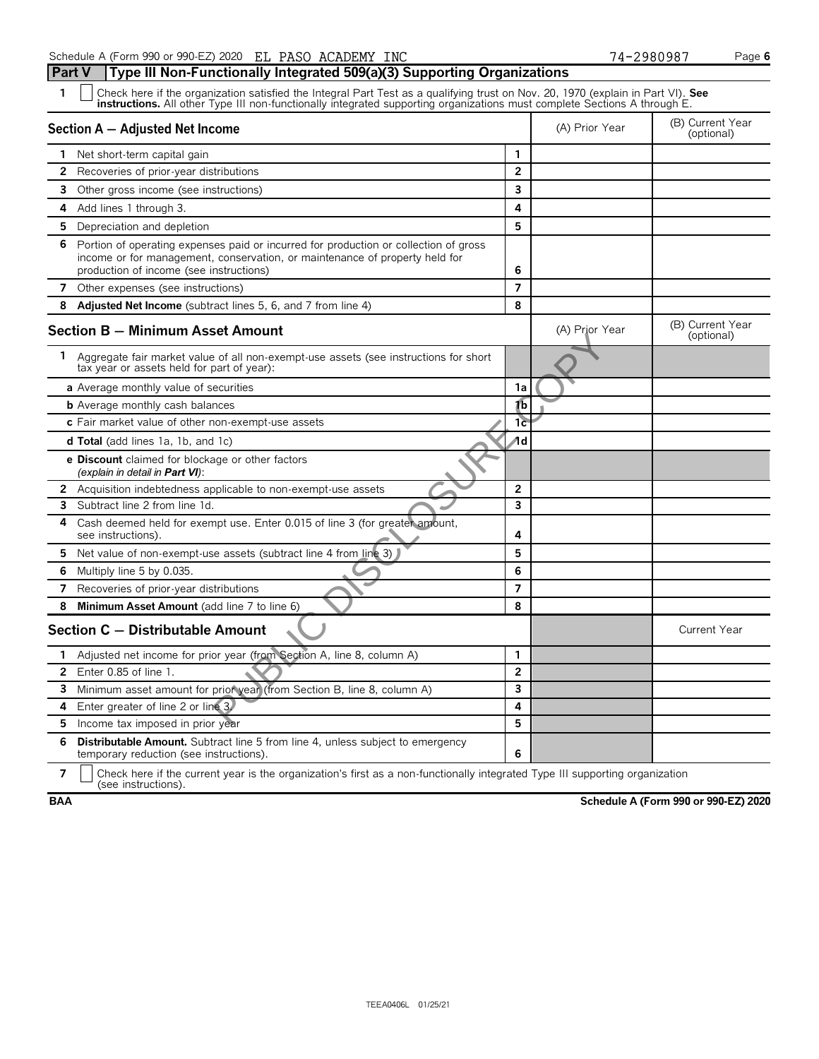Schedule A (Form 990 or 990-EZ) 2020 EL PASO ACADEMY INC 74-2980987

## Part V Type III Non-Functionally Integrated 509(a)(3) Supporting Organizations

1 ☐ Check here if the organization satisfied the Integral Part Test as a qualifying trust on Nov. 20, 1970 (explain in Part VI). **See instructions.** All other Type III non-functionally integrated supporting organizations must complete Sections A through E.

| Section A — Adjusted Net Income | | (A) Prior Year | (B) Current Year (optional) |
|---|---|---|---|
| 1 Net short-term capital gain | 1 | | |
| 2 Recoveries of prior-year distributions | 2 | | |
| 3 Other gross income (see instructions) | 3 | | |
| 4 Add lines 1 through 3. | 4 | | |
| 5 Depreciation and depletion | 5 | | |
| 6 Portion of operating expenses paid or incurred for production or collection of gross income or for management, conservation, or maintenance of property held for production of income (see instructions) | 6 | | |
| 7 Other expenses (see instructions) | 7 | | |
| 8 **Adjusted Net Income** (subtract lines 5, 6, and 7 from line 4) | 8 | | |

| Section B — Minimum Asset Amount | | (A) Prior Year | (B) Current Year (optional) |
|---|---|---|---|
| 1 Aggregate fair market value of all non-exempt-use assets (see instructions for short tax year or assets held for part of year): | | | |
| **a** Average monthly value of securities | 1a | | |
| **b** Average monthly cash balances | 1b | | |
| **c** Fair market value of other non-exempt-use assets | 1c | | |
| **d Total** (add lines 1a, 1b, and 1c) | 1d | | |
| **e Discount** claimed for blockage or other factors *(explain in detail in **Part VI**)*: | | | |
| 2 Acquisition indebtedness applicable to non-exempt-use assets | 2 | | |
| 3 Subtract line 2 from line 1d. | 3 | | |
| 4 Cash deemed held for exempt use. Enter 0.015 of line 3 (for greater amount, see instructions). | 4 | | |
| 5 Net value of non-exempt-use assets (subtract line 4 from line 3) | 5 | | |
| 6 Multiply line 5 by 0.035. | 6 | | |
| 7 Recoveries of prior-year distributions | 7 | | |
| 8 **Minimum Asset Amount** (add line 7 to line 6) | 8 | | |

| Section C — Distributable Amount | | | Current Year |
|---|---|---|---|
| 1 Adjusted net income for prior year (from Section A, line 8, column A) | 1 | | |
| 2 Enter 0.85 of line 1. | 2 | | |
| 3 Minimum asset amount for prior year (from Section B, line 8, column A) | 3 | | |
| 4 Enter greater of line 2 or line 3. | 4 | | |
| 5 Income tax imposed in prior year | 5 | | |
| 6 **Distributable Amount.** Subtract line 5 from line 4, unless subject to emergency temporary reduction (see instructions). | 6 | | |

7 ☐ Check here if the current year is the organization's first as a non-functionally integrated Type III supporting organization (see instructions).

BAA **Schedule A (Form 990 or 990-EZ) 2020**

TEEA0406L 01/25/21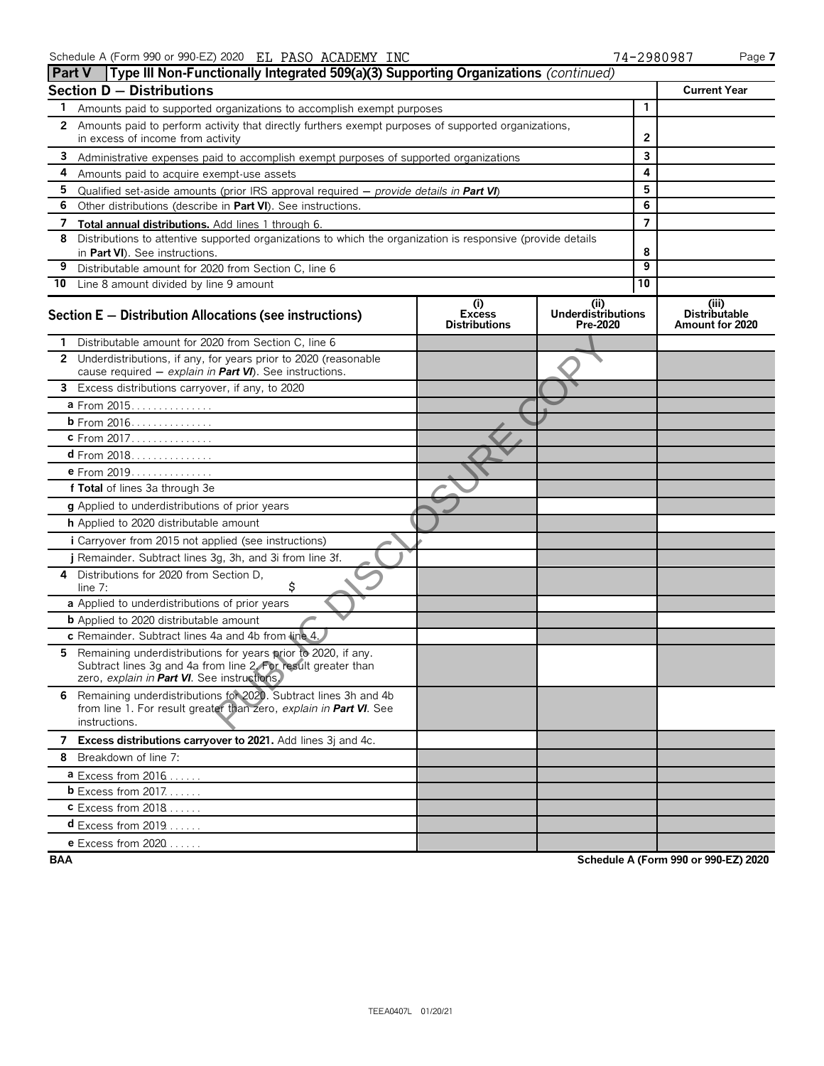Schedule A (Form 990 or 990-EZ) 2020 EL PASO ACADEMY INC 74-2980987 Page 7

## Part V Type III Non-Functionally Integrated 509(a)(3) Supporting Organizations *(continued)*

### Section D — Distributions

| | | | Current Year |
|---|---|---|---|
| 1 | Amounts paid to supported organizations to accomplish exempt purposes | 1 | |
| 2 | Amounts paid to perform activity that directly furthers exempt purposes of supported organizations, in excess of income from activity | 2 | |
| 3 | Administrative expenses paid to accomplish exempt purposes of supported organizations | 3 | |
| 4 | Amounts paid to acquire exempt-use assets | 4 | |
| 5 | Qualified set-aside amounts (prior IRS approval required — *provide details in* **Part VI**) | 5 | |
| 6 | Other distributions (describe in **Part VI**). See instructions. | 6 | |
| 7 | **Total annual distributions.** Add lines 1 through 6. | 7 | |
| 8 | Distributions to attentive supported organizations to which the organization is responsive (provide details in **Part VI**). See instructions. | 8 | |
| 9 | Distributable amount for 2020 from Section C, line 6 | 9 | |
| 10 | Line 8 amount divided by line 9 amount | 10 | |

### Section E — Distribution Allocations (see instructions)

| | (i) Excess Distributions | (ii) Underdistributions Pre-2020 | (iii) Distributable Amount for 2020 |
|---|---|---|---|
| **1** Distributable amount for 2020 from Section C, line 6 | | | |
| **2** Underdistributions, if any, for years prior to 2020 (reasonable cause required — *explain in* **Part VI**). See instructions. | | | |
| **3** Excess distributions carryover, if any, to 2020 | | | |
| **a** From 2015 | | | |
| **b** From 2016 | | | |
| **c** From 2017 | | | |
| **d** From 2018 | | | |
| **e** From 2019 | | | |
| **f Total** of lines 3a through 3e | | | |
| **g** Applied to underdistributions of prior years | | | |
| **h** Applied to 2020 distributable amount | | | |
| **i** Carryover from 2015 not applied (see instructions) | | | |
| **j** Remainder. Subtract lines 3g, 3h, and 3i from line 3f. | | | |
| **4** Distributions for 2020 from Section D, line 7: $ | | | |
| **a** Applied to underdistributions of prior years | | | |
| **b** Applied to 2020 distributable amount | | | |
| **c** Remainder. Subtract lines 4a and 4b from line 4. | | | |
| **5** Remaining underdistributions for years prior to 2020, if any. Subtract lines 3g and 4a from line 2. For result greater than zero, *explain in* **Part VI**. See instructions. | | | |
| **6** Remaining underdistributions for 2020. Subtract lines 3h and 4b from line 1. For result greater than zero, *explain in* **Part VI**. See instructions. | | | |
| **7 Excess distributions carryover to 2021.** Add lines 3j and 4c. | | | |
| **8** Breakdown of line 7: | | | |
| **a** Excess from 2016 | | | |
| **b** Excess from 2017 | | | |
| **c** Excess from 2018 | | | |
| **d** Excess from 2019 | | | |
| **e** Excess from 2020 | | | |

BAA Schedule A (Form 990 or 990-EZ) 2020

PUBLIC DISCLOSURE COPY

TEEA0407L 01/20/21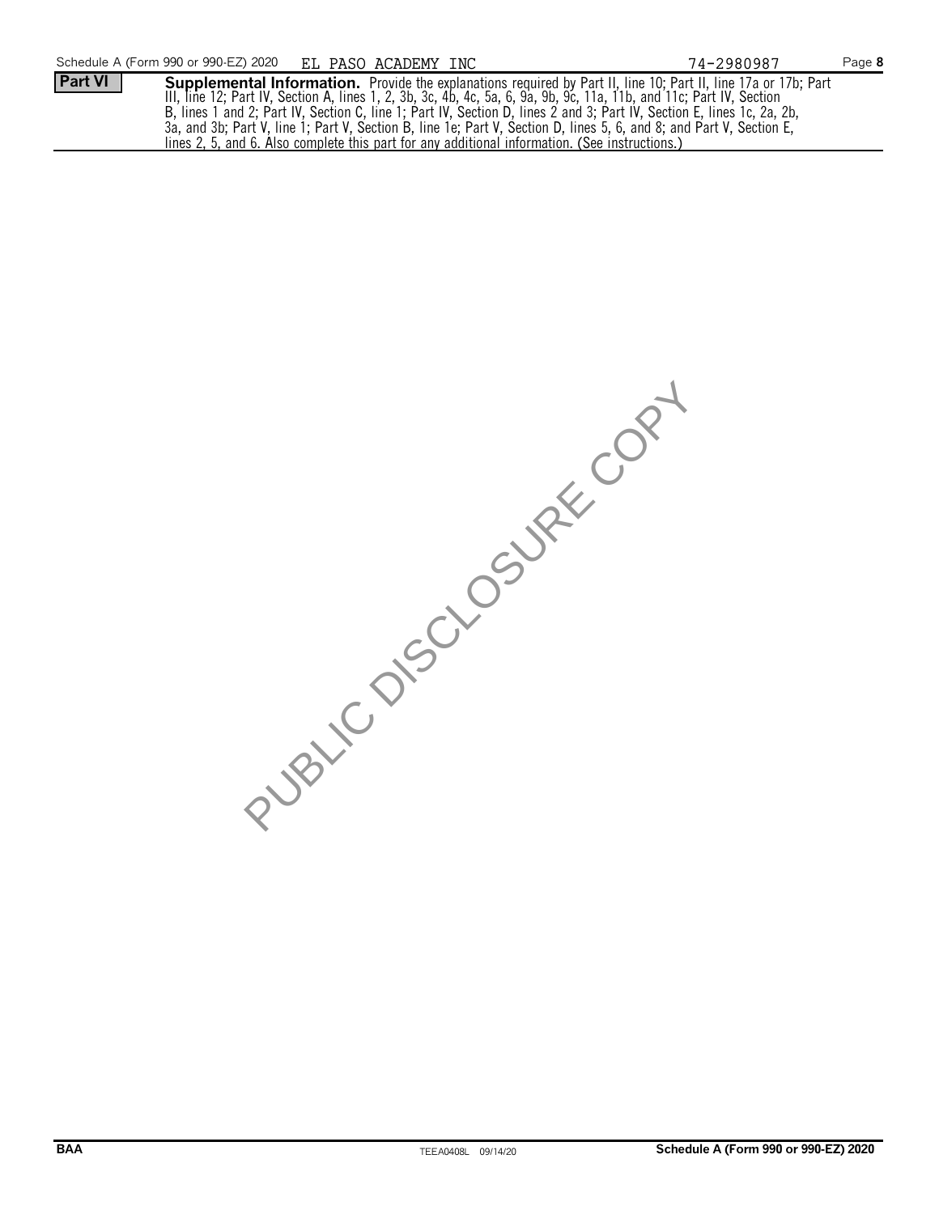Schedule A (Form 990 or 990-EZ) 2020 EL PASO ACADEMY INC 74-2980987 Page **8**

**Part VI** **Supplemental Information.** Provide the explanations required by Part II, line 10; Part II, line 17a or 17b; Part III, line 12; Part IV, Section A, lines 1, 2, 3b, 3c, 4b, 4c, 5a, 6, 9a, 9b, 9c, 11a, 11b, and 11c; Part IV, Section B, lines 1 and 2; Part IV, Section C, line 1; Part IV, Section D, lines 2 and 3; Part IV, Section E, lines 1c, 2a, 2b, 3a, and 3b; Part V, line 1; Part V, Section B, line 1e; Part V, Section D, lines 5, 6, and 8; and Part V, Section E, lines 2, 5, and 6. Also complete this part for any additional information. (See instructions.)

PUBLIC DISCLOSURE COPY

BAA TEEA0408L 09/14/20 Schedule A (Form 990 or 990-EZ) 2020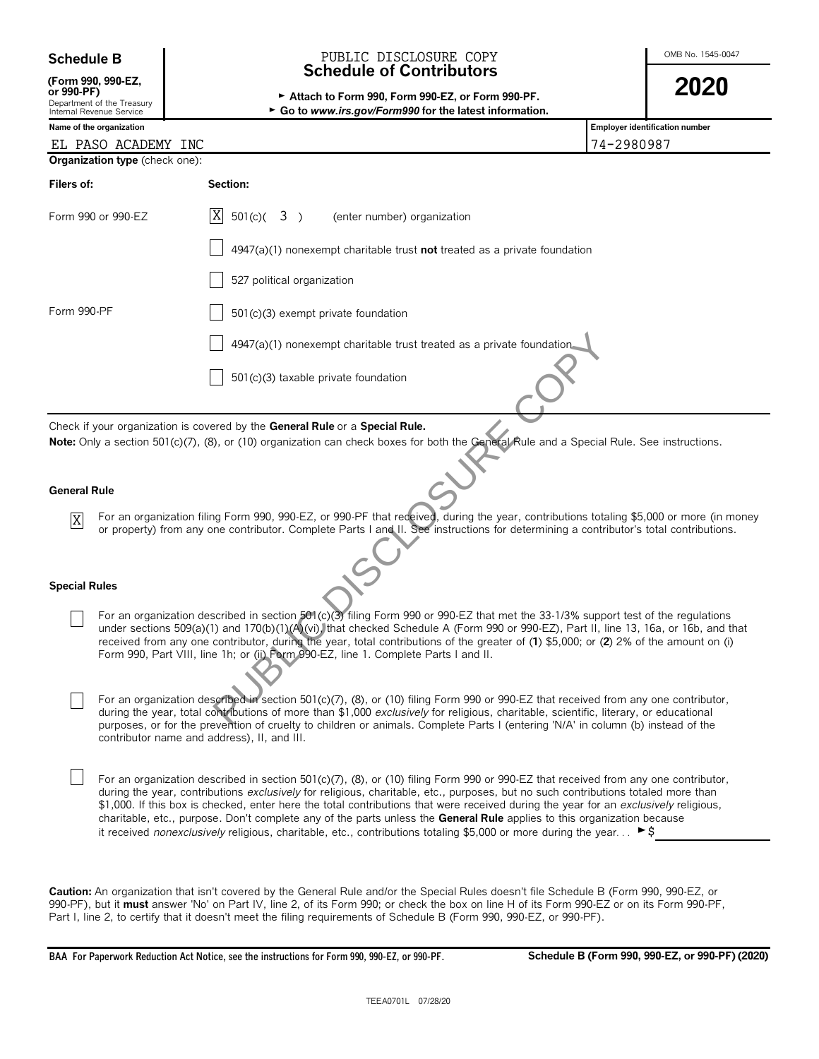**Schedule B**

**(Form 990, 990-EZ, or 990-PF)**
Department of the Treasury
Internal Revenue Service

PUBLIC DISCLOSURE COPY

# Schedule of Contributors

► **Attach to Form 990, Form 990-EZ, or Form 990-PF.**
► **Go to *www.irs.gov/Form990* for the latest information.**

OMB No. 1545-0047

**2020**

| **Name of the organization** | **Employer identification number** |
|---|---|
| EL PASO ACADEMY INC | 74-2980987 |

**Organization type** (check one):

| **Filers of:** | **Section:** |
|---|---|
| Form 990 or 990-EZ | [X] 501(c)( 3 ) (enter number) organization |
| | [ ] 4947(a)(1) nonexempt charitable trust **not** treated as a private foundation |
| | [ ] 527 political organization |
| Form 990-PF | [ ] 501(c)(3) exempt private foundation |
| | [ ] 4947(a)(1) nonexempt charitable trust treated as a private foundation |
| | [ ] 501(c)(3) taxable private foundation |

Check if your organization is covered by the **General Rule** or a **Special Rule.**

**Note:** Only a section 501(c)(7), (8), or (10) organization can check boxes for both the General Rule and a Special Rule. See instructions.

**General Rule**

[X] For an organization filing Form 990, 990-EZ, or 990-PF that received, during the year, contributions totaling $5,000 or more (in money or property) from any one contributor. Complete Parts I and II. See instructions for determining a contributor's total contributions.

**Special Rules**

[ ] For an organization described in section 501(c)(3) filing Form 990 or 990-EZ that met the 33-1/3% support test of the regulations under sections 509(a)(1) and 170(b)(1)(A)(vi), that checked Schedule A (Form 990 or 990-EZ), Part II, line 13, 16a, or 16b, and that received from any one contributor, during the year, total contributions of the greater of (**1**) $5,000; or (**2**) 2% of the amount on (i) Form 990, Part VIII, line 1h; or (ii) Form 990-EZ, line 1. Complete Parts I and II.

[ ] For an organization described in section 501(c)(7), (8), or (10) filing Form 990 or 990-EZ that received from any one contributor, during the year, total contributions of more than $1,000 *exclusively* for religious, charitable, scientific, literary, or educational purposes, or for the prevention of cruelty to children or animals. Complete Parts I (entering 'N/A' in column (b) instead of the contributor name and address), II, and III.

[ ] For an organization described in section 501(c)(7), (8), or (10) filing Form 990 or 990-EZ that received from any one contributor, during the year, contributions *exclusively* for religious, charitable, etc., purposes, but no such contributions totaled more than $1,000. If this box is checked, enter here the total contributions that were received during the year for an *exclusively* religious, charitable, etc., purpose. Don't complete any of the parts unless the **General Rule** applies to this organization because it received *nonexclusively* religious, charitable, etc., contributions totaling $5,000 or more during the year. . . ► $

**Caution:** An organization that isn't covered by the General Rule and/or the Special Rules doesn't file Schedule B (Form 990, 990-EZ, or 990-PF), but it **must** answer 'No' on Part IV, line 2, of its Form 990; or check the box on line H of its Form 990-EZ or on its Form 990-PF, Part I, line 2, to certify that it doesn't meet the filing requirements of Schedule B (Form 990, 990-EZ, or 990-PF).

**BAA For Paperwork Reduction Act Notice, see the instructions for Form 990, 990-EZ, or 990-PF.** **Schedule B (Form 990, 990-EZ, or 990-PF) (2020)**

TEEA0701L 07/28/20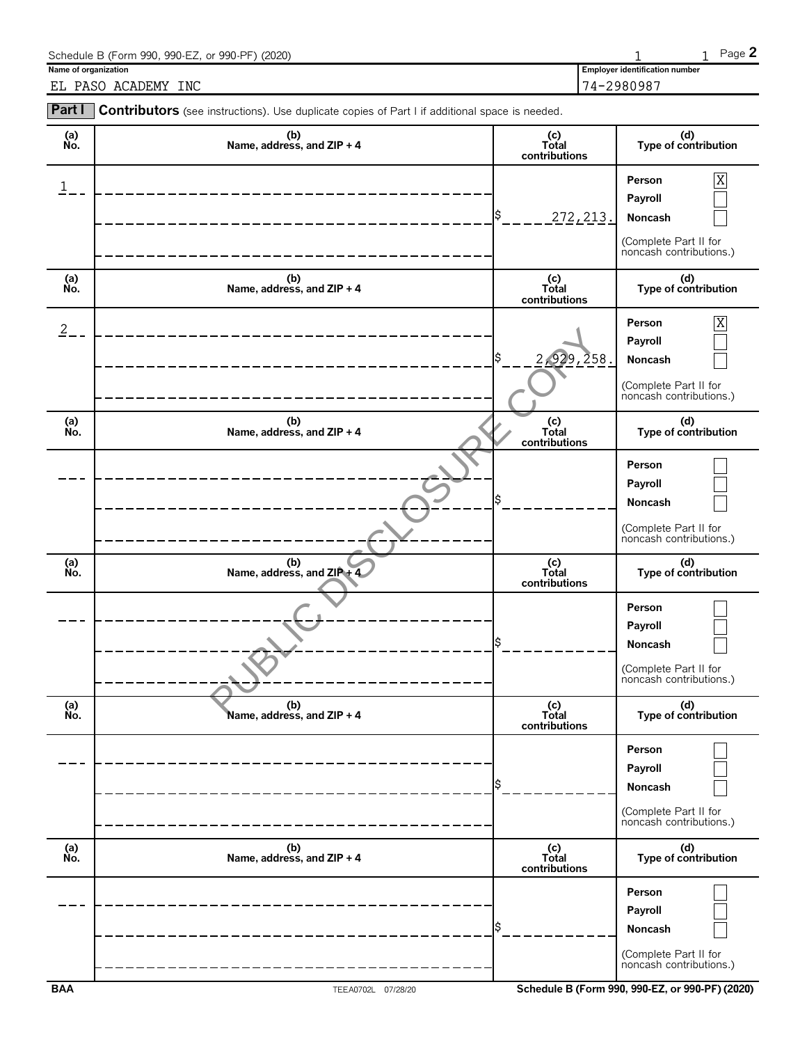Schedule B (Form 990, 990-EZ, or 990-PF) (2020)

**Name of organization**
EL PASO ACADEMY INC

**Employer identification number**
74-2980987

**Part I** **Contributors** (see instructions). Use duplicate copies of Part I if additional space is needed.

| (a) No. | (b) Name, address, and ZIP + 4 | (c) Total contributions | (d) Type of contribution |
|---|---|---|---|
| 1 | | $ 272,213. | Person [X] Payroll [ ] Noncash [ ] (Complete Part II for noncash contributions.) |
| 2 | | $ 2,929,258. | Person [X] Payroll [ ] Noncash [ ] (Complete Part II for noncash contributions.) |
| | | $ | Person [ ] Payroll [ ] Noncash [ ] (Complete Part II for noncash contributions.) |
| | | $ | Person [ ] Payroll [ ] Noncash [ ] (Complete Part II for noncash contributions.) |
| | | $ | Person [ ] Payroll [ ] Noncash [ ] (Complete Part II for noncash contributions.) |
| | | $ | Person [ ] Payroll [ ] Noncash [ ] (Complete Part II for noncash contributions.) |

PUBLIC DISCLOSURE COPY

BAA TEEA0702L 07/28/20 Schedule B (Form 990, 990-EZ, or 990-PF) (2020)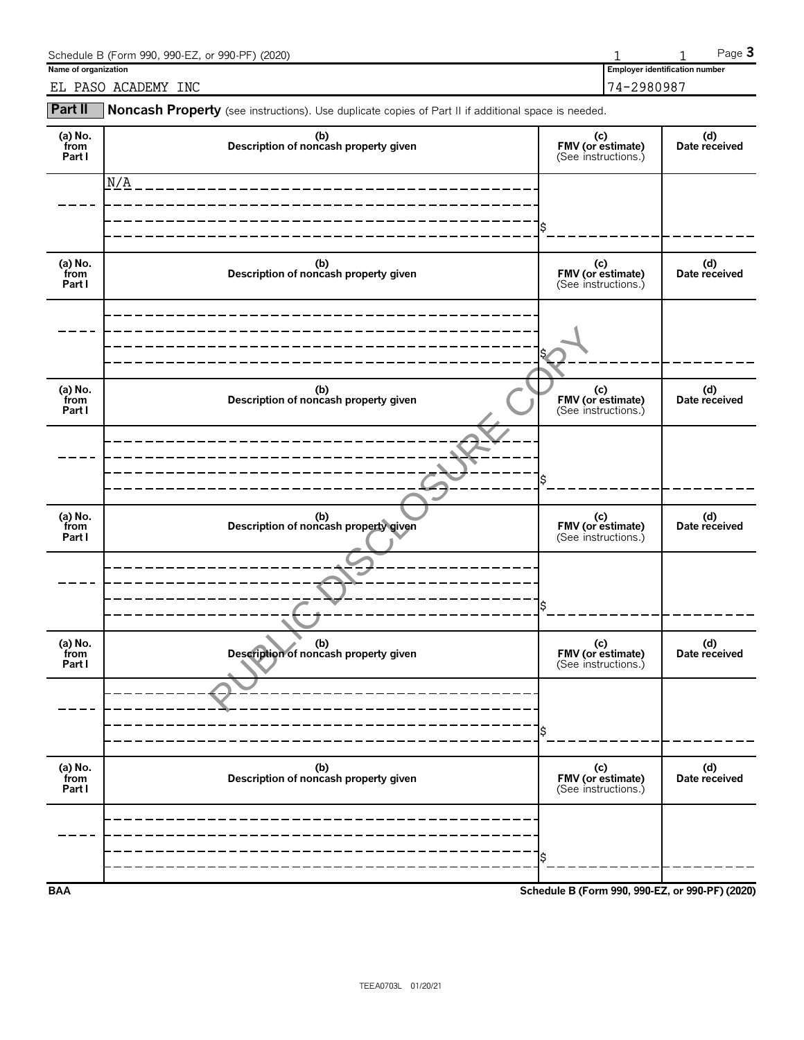Schedule B (Form 990, 990-EZ, or 990-PF) (2020) Page **3**

**Name of organization**

EL PASO ACADEMY INC

**Employer identification number**

74-2980987

**Part II** **Noncash Property** (see instructions). Use duplicate copies of Part II if additional space is needed.

| (a) No. from Part I | (b) Description of noncash property given | (c) FMV (or estimate) (See instructions.) | (d) Date received |
|---|---|---|---|
| | N/A | $ | |
| (a) No. from Part I | (b) Description of noncash property given | (c) FMV (or estimate) (See instructions.) | (d) Date received |
| | | $ | |
| (a) No. from Part I | (b) Description of noncash property given | (c) FMV (or estimate) (See instructions.) | (d) Date received |
| | | $ | |
| (a) No. from Part I | (b) Description of noncash property given | (c) FMV (or estimate) (See instructions.) | (d) Date received |
| | | $ | |
| (a) No. from Part I | (b) Description of noncash property given | (c) FMV (or estimate) (See instructions.) | (d) Date received |
| | | $ | |
| (a) No. from Part I | (b) Description of noncash property given | (c) FMV (or estimate) (See instructions.) | (d) Date received |
| | | $ | |

BAA **Schedule B (Form 990, 990-EZ, or 990-PF) (2020)**

PUBLIC DISCLOSURE COPY

TEEA0703L 01/20/21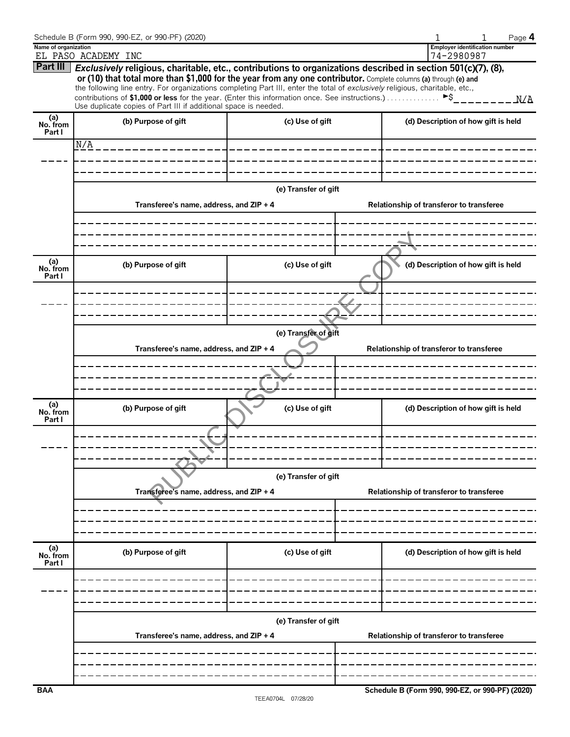Schedule B (Form 990, 990-EZ, or 990-PF) (2020)

**Name of organization**
EL PASO ACADEMY INC

**Employer identification number**
74-2980987

**Part III** ***Exclusively*** **religious, charitable, etc., contributions to organizations described in section 501(c)(7), (8), or (10) that total more than $1,000 for the year from any one contributor.** Complete columns **(a)** through **(e)** and the following line entry. For organizations completing Part III, enter the total of *exclusively* religious, charitable, etc., contributions of **$1,000 or less** for the year. (Enter this information once. See instructions.) . . . . . . . . . . . . . . ►$ N/A

Use duplicate copies of Part III if additional space is needed.

| (a) No. from Part I | (b) Purpose of gift | (c) Use of gift | (d) Description of how gift is held |
|---|---|---|---|
| | N/A | | |

**(e) Transfer of gift**

| Transferee's name, address, and ZIP + 4 | Relationship of transferor to transferee |
|---|---|
| | |

| (a) No. from Part I | (b) Purpose of gift | (c) Use of gift | (d) Description of how gift is held |
|---|---|---|---|
| | | | |

**(e) Transfer of gift**

| Transferee's name, address, and ZIP + 4 | Relationship of transferor to transferee |
|---|---|
| | |

| (a) No. from Part I | (b) Purpose of gift | (c) Use of gift | (d) Description of how gift is held |
|---|---|---|---|
| | | | |

**(e) Transfer of gift**

| Transferee's name, address, and ZIP + 4 | Relationship of transferor to transferee |
|---|---|
| | |

| (a) No. from Part I | (b) Purpose of gift | (c) Use of gift | (d) Description of how gift is held |
|---|---|---|---|
| | | | |

**(e) Transfer of gift**

| Transferee's name, address, and ZIP + 4 | Relationship of transferor to transferee |
|---|---|
| | |

BAA **Schedule B (Form 990, 990-EZ, or 990-PF) (2020)**

TEEA0704L 07/28/20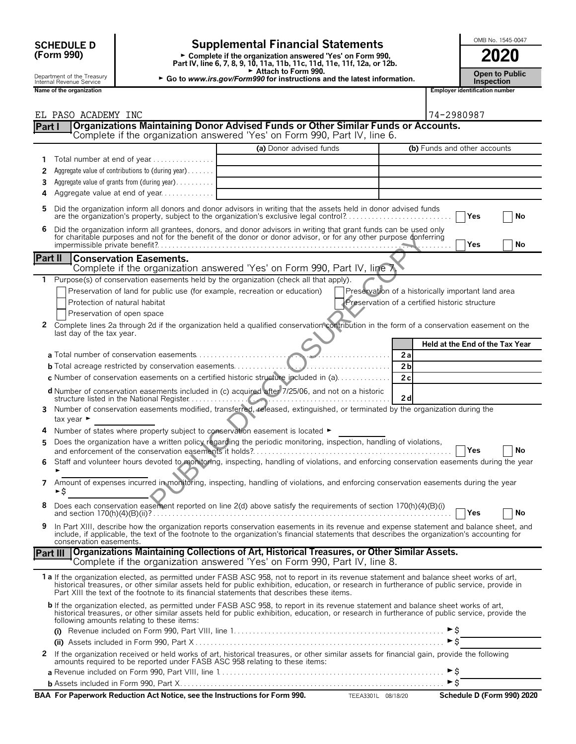**SCHEDULE D (Form 990)**

Department of the Treasury
Internal Revenue Service

# Supplemental Financial Statements

► Complete if the organization answered 'Yes' on Form 990, Part IV, line 6, 7, 8, 9, 10, 11a, 11b, 11c, 11d, 11e, 11f, 12a, or 12b.
► Attach to Form 990.
► Go to *www.irs.gov/Form990* for instructions and the latest information.

OMB No. 1545-0047

**2020**

**Open to Public Inspection**

Name of the organization: EL PASO ACADEMY INC

Employer identification number: 74-2980987

## Part I Organizations Maintaining Donor Advised Funds or Other Similar Funds or Accounts.

Complete if the organization answered 'Yes' on Form 990, Part IV, line 6.

| | | (a) Donor advised funds | (b) Funds and other accounts |
|---|---|---|---|
| 1 | Total number at end of year | | |
| 2 | Aggregate value of contributions to (during year) | | |
| 3 | Aggregate value of grants from (during year) | | |
| 4 | Aggregate value at end of year | | |

5 Did the organization inform all donors and donor advisors in writing that the assets held in donor advised funds are the organization's property, subject to the organization's exclusive legal control? ☐ Yes ☐ No

6 Did the organization inform all grantees, donors, and donor advisors in writing that grant funds can be used only for charitable purposes and not for the benefit of the donor or donor advisor, or for any other purpose conferring impermissible private benefit? ☐ Yes ☐ No

## Part II Conservation Easements.

Complete if the organization answered 'Yes' on Form 990, Part IV, line 7.

1 Purpose(s) of conservation easements held by the organization (check all that apply).

- ☐ Preservation of land for public use (for example, recreation or education)
- ☐ Preservation of a historically important land area
- ☐ Protection of natural habitat
- ☐ Preservation of a certified historic structure
- ☐ Preservation of open space

2 Complete lines 2a through 2d if the organization held a qualified conservation contribution in the form of a conservation easement on the last day of the tax year.

| | | Held at the End of the Tax Year |
|---|---|---|
| **a** Total number of conservation easements | 2a | |
| **b** Total acreage restricted by conservation easements | 2b | |
| **c** Number of conservation easements on a certified historic structure included in (a) | 2c | |
| **d** Number of conservation easements included in (c) acquired after 7/25/06, and not on a historic structure listed in the National Register | 2d | |

3 Number of conservation easements modified, transferred, released, extinguished, or terminated by the organization during the tax year ►

4 Number of states where property subject to conservation easement is located ►

5 Does the organization have a written policy regarding the periodic monitoring, inspection, handling of violations, and enforcement of the conservation easements it holds? ☐ Yes ☐ No

6 Staff and volunteer hours devoted to monitoring, inspecting, handling of violations, and enforcing conservation easements during the year ►

7 Amount of expenses incurred in monitoring, inspecting, handling of violations, and enforcing conservation easements during the year ►$

8 Does each conservation easement reported on line 2(d) above satisfy the requirements of section 170(h)(4)(B)(i) and section 170(h)(4)(B)(ii)? ☐ Yes ☐ No

9 In Part XIII, describe how the organization reports conservation easements in its revenue and expense statement and balance sheet, and include, if applicable, the text of the footnote to the organization's financial statements that describes the organization's accounting for conservation easements.

## Part III Organizations Maintaining Collections of Art, Historical Treasures, or Other Similar Assets.

Complete if the organization answered 'Yes' on Form 990, Part IV, line 8.

**1a** If the organization elected, as permitted under FASB ASC 958, not to report in its revenue statement and balance sheet works of art, historical treasures, or other similar assets held for public exhibition, education, or research in furtherance of public service, provide in Part XIII the text of the footnote to its financial statements that describes these items.

**b** If the organization elected, as permitted under FASB ASC 958, to report in its revenue statement and balance sheet works of art, historical treasures, or other similar assets held for public exhibition, education, or research in furtherance of public service, provide the following amounts relating to these items:

**(i)** Revenue included on Form 990, Part VIII, line 1 ►$

**(ii)** Assets included in Form 990, Part X ►$

**2** If the organization received or held works of art, historical treasures, or other similar assets for financial gain, provide the following amounts required to be reported under FASB ASC 958 relating to these items:

**a** Revenue included on Form 990, Part VIII, line 1 ►$

**b** Assets included in Form 990, Part X ►$

**BAA For Paperwork Reduction Act Notice, see the Instructions for Form 990.** TEEA3301L 08/18/20 **Schedule D (Form 990) 2020**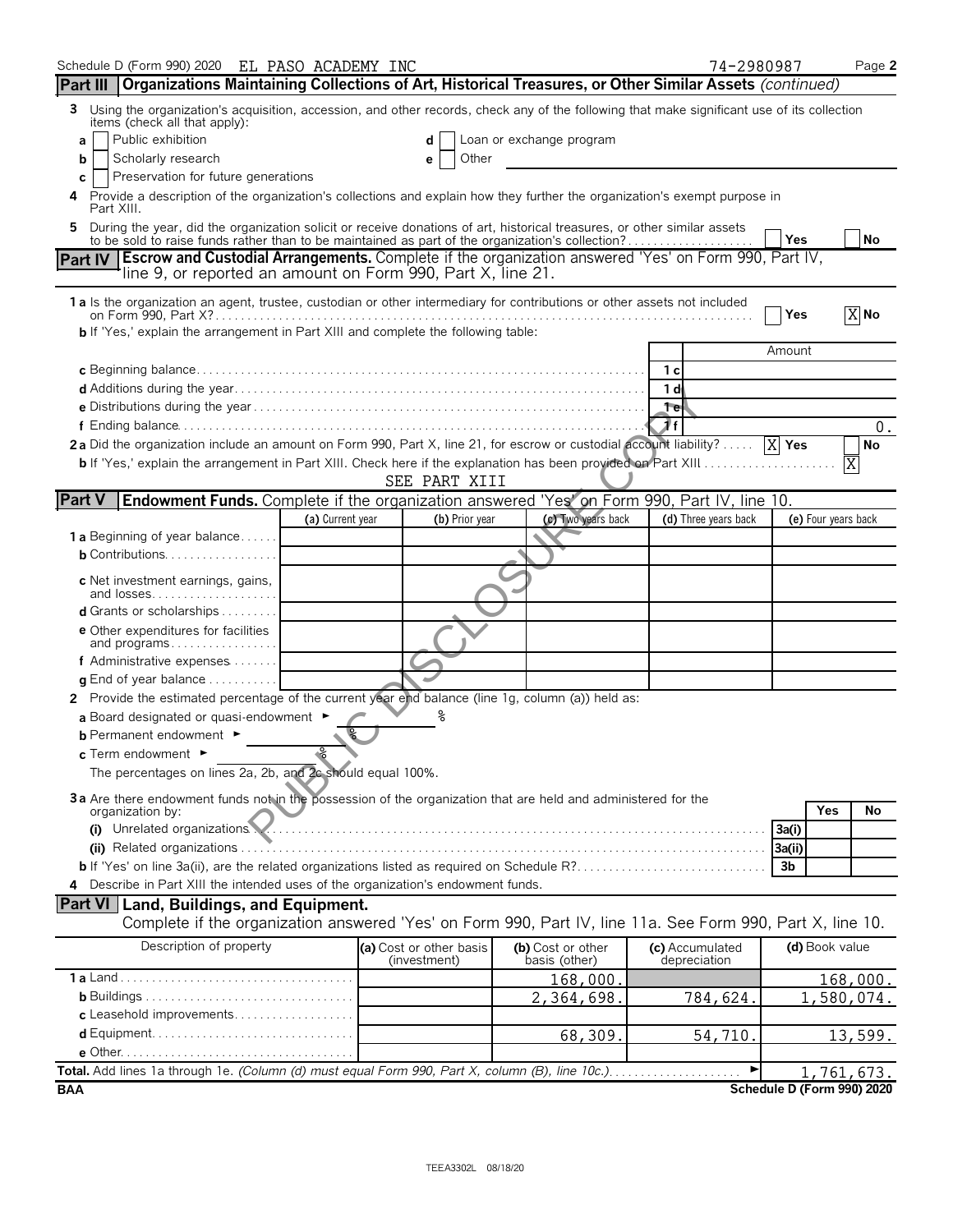Schedule D (Form 990) 2020 EL PASO ACADEMY INC 74-2980987 Page 2

## Part III Organizations Maintaining Collections of Art, Historical Treasures, or Other Similar Assets *(continued)*

**3** Using the organization's acquisition, accession, and other records, check any of the following that make significant use of its collection items (check all that apply):

- **a** [ ] Public exhibition
- **b** [ ] Scholarly research
- **c** [ ] Preservation for future generations
- **d** [ ] Loan or exchange program
- **e** [ ] Other

**4** Provide a description of the organization's collections and explain how they further the organization's exempt purpose in Part XIII.

**5** During the year, did the organization solicit or receive donations of art, historical treasures, or other similar assets to be sold to raise funds rather than to be maintained as part of the organization's collection? [ ] Yes [ ] No

## Part IV Escrow and Custodial Arrangements. 
Complete if the organization answered 'Yes' on Form 990, Part IV, line 9, or reported an amount on Form 990, Part X, line 21.

**1a** Is the organization an agent, trustee, custodian or other intermediary for contributions or other assets not included on Form 990, Part X? [ ] Yes [X] No

**b** If 'Yes,' explain the arrangement in Part XIII and complete the following table:

| | | Amount |
|---|---|---|
| **c** Beginning balance | 1c | |
| **d** Additions during the year | 1d | |
| **e** Distributions during the year | 1e | |
| **f** Ending balance | 1f | 0. |

**2a** Did the organization include an amount on Form 990, Part X, line 21, for escrow or custodial account liability? [X] Yes [ ] No

**b** If 'Yes,' explain the arrangement in Part XIII. Check here if the explanation has been provided on Part XIII [X]

SEE PART XIII

## Part V Endowment Funds. 
Complete if the organization answered 'Yes' on Form 990, Part IV, line 10.

| | (a) Current year | (b) Prior year | (c) Two years back | (d) Three years back | (e) Four years back |
|---|---|---|---|---|---|
| **1a** Beginning of year balance | | | | | |
| **b** Contributions | | | | | |
| **c** Net investment earnings, gains, and losses | | | | | |
| **d** Grants or scholarships | | | | | |
| **e** Other expenditures for facilities and programs | | | | | |
| **f** Administrative expenses | | | | | |
| **g** End of year balance | | | | | |

**2** Provide the estimated percentage of the current year end balance (line 1g, column (a)) held as:

- **a** Board designated or quasi-endowment ► %
- **b** Permanent endowment ► %
- **c** Term endowment ► %

The percentages on lines 2a, 2b, and 2c should equal 100%.

**3a** Are there endowment funds not in the possession of the organization that are held and administered for the organization by:

| | | Yes | No |
|---|---|---|---|
| **(i)** Unrelated organizations | 3a(i) | | |
| **(ii)** Related organizations | 3a(ii) | | |
| **b** If 'Yes' on line 3a(ii), are the related organizations listed as required on Schedule R? | 3b | | |

**4** Describe in Part XIII the intended uses of the organization's endowment funds.

## Part VI Land, Buildings, and Equipment.
Complete if the organization answered 'Yes' on Form 990, Part IV, line 11a. See Form 990, Part X, line 10.

| Description of property | (a) Cost or other basis (investment) | (b) Cost or other basis (other) | (c) Accumulated depreciation | (d) Book value |
|---|---|---|---|---|
| **1a** Land | | 168,000. | | 168,000. |
| **b** Buildings | | 2,364,698. | 784,624. | 1,580,074. |
| **c** Leasehold improvements | | | | |
| **d** Equipment | | 68,309. | 54,710. | 13,599. |
| **e** Other | | | | |

**Total.** Add lines 1a through 1e. *(Column (d) must equal Form 990, Part X, column (B), line 10c.)* ► 1,761,673.

BAA Schedule D (Form 990) 2020

TEEA3302L 08/18/20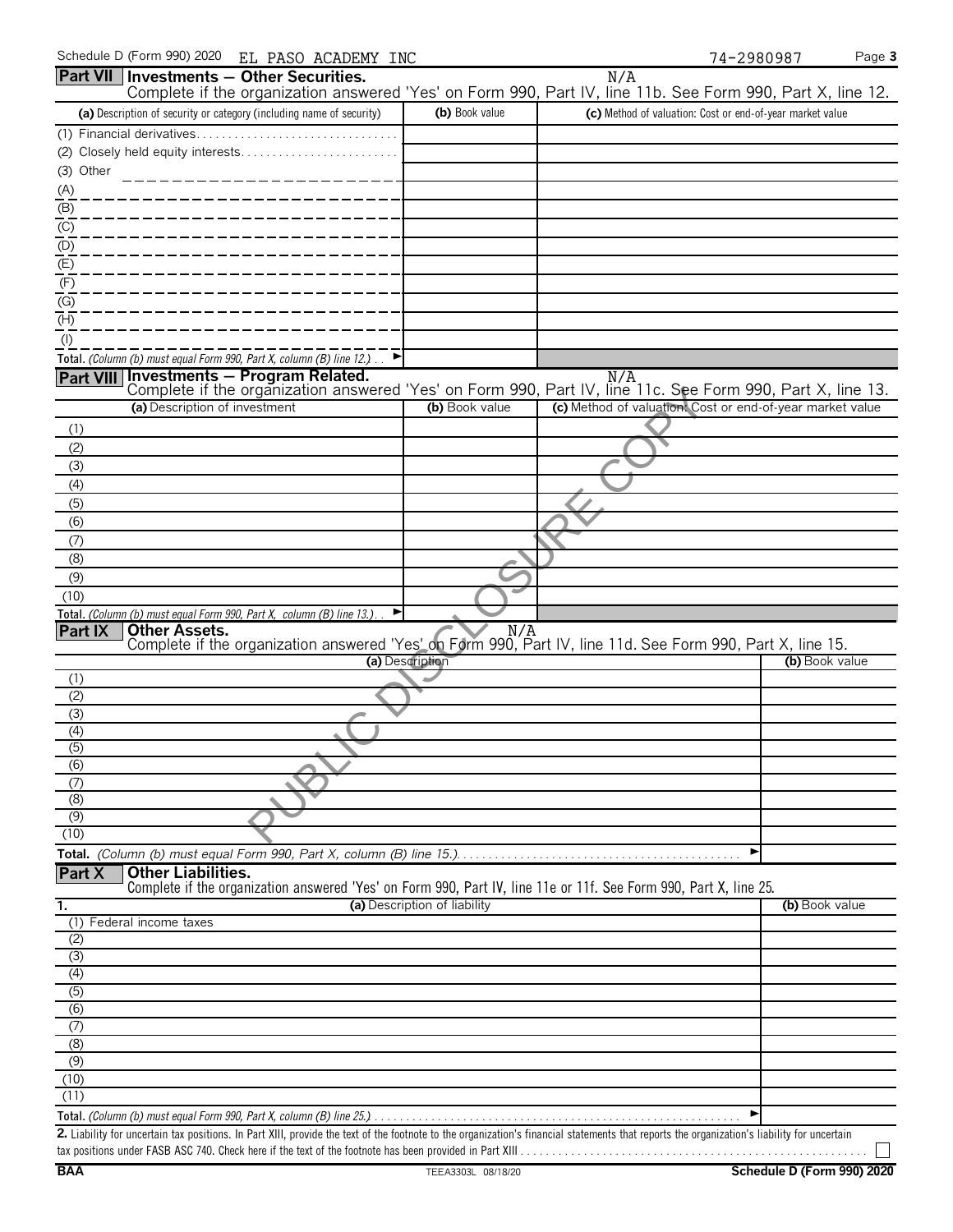Schedule D (Form 990) 2020 EL PASO ACADEMY INC 74-2980987

## Part VII Investments — Other Securities.

N/A

Complete if the organization answered 'Yes' on Form 990, Part IV, line 11b. See Form 990, Part X, line 12.

| (a) Description of security or category (including name of security) | (b) Book value | (c) Method of valuation: Cost or end-of-year market value |
|---|---|---|
| (1) Financial derivatives | | |
| (2) Closely held equity interests | | |
| (3) Other | | |
| (A) | | |
| (B) | | |
| (C) | | |
| (D) | | |
| (E) | | |
| (F) | | |
| (G) | | |
| (H) | | |
| (I) | | |
| **Total.** *(Column (b) must equal Form 990, Part X, column (B) line 12.)* | | |

## Part VIII Investments — Program Related.

N/A

Complete if the organization answered 'Yes' on Form 990, Part IV, line 11c. See Form 990, Part X, line 13.

| (a) Description of investment | (b) Book value | (c) Method of valuation: Cost or end-of-year market value |
|---|---|---|
| (1) | | |
| (2) | | |
| (3) | | |
| (4) | | |
| (5) | | |
| (6) | | |
| (7) | | |
| (8) | | |
| (9) | | |
| (10) | | |
| **Total.** *(Column (b) must equal Form 990, Part X, column (B) line 13.)* | | |

## Part IX Other Assets.

N/A

Complete if the organization answered 'Yes' on Form 990, Part IV, line 11d. See Form 990, Part X, line 15.

| (a) Description | (b) Book value |
|---|---|
| (1) | |
| (2) | |
| (3) | |
| (4) | |
| (5) | |
| (6) | |
| (7) | |
| (8) | |
| (9) | |
| (10) | |
| **Total.** *(Column (b) must equal Form 990, Part X, column (B) line 15.)* | |

## Part X Other Liabilities.

Complete if the organization answered 'Yes' on Form 990, Part IV, line 11e or 11f. See Form 990, Part X, line 25.

| 1. (a) Description of liability | (b) Book value |
|---|---|
| (1) Federal income taxes | |
| (2) | |
| (3) | |
| (4) | |
| (5) | |
| (6) | |
| (7) | |
| (8) | |
| (9) | |
| (10) | |
| (11) | |
| **Total.** *(Column (b) must equal Form 990, Part X, column (B) line 25.)* | |

**2.** Liability for uncertain tax positions. In Part XIII, provide the text of the footnote to the organization's financial statements that reports the organization's liability for uncertain tax positions under FASB ASC 740. Check here if the text of the footnote has been provided in Part XIII ☐

BAA TEEA3303L 08/18/20 **Schedule D (Form 990) 2020**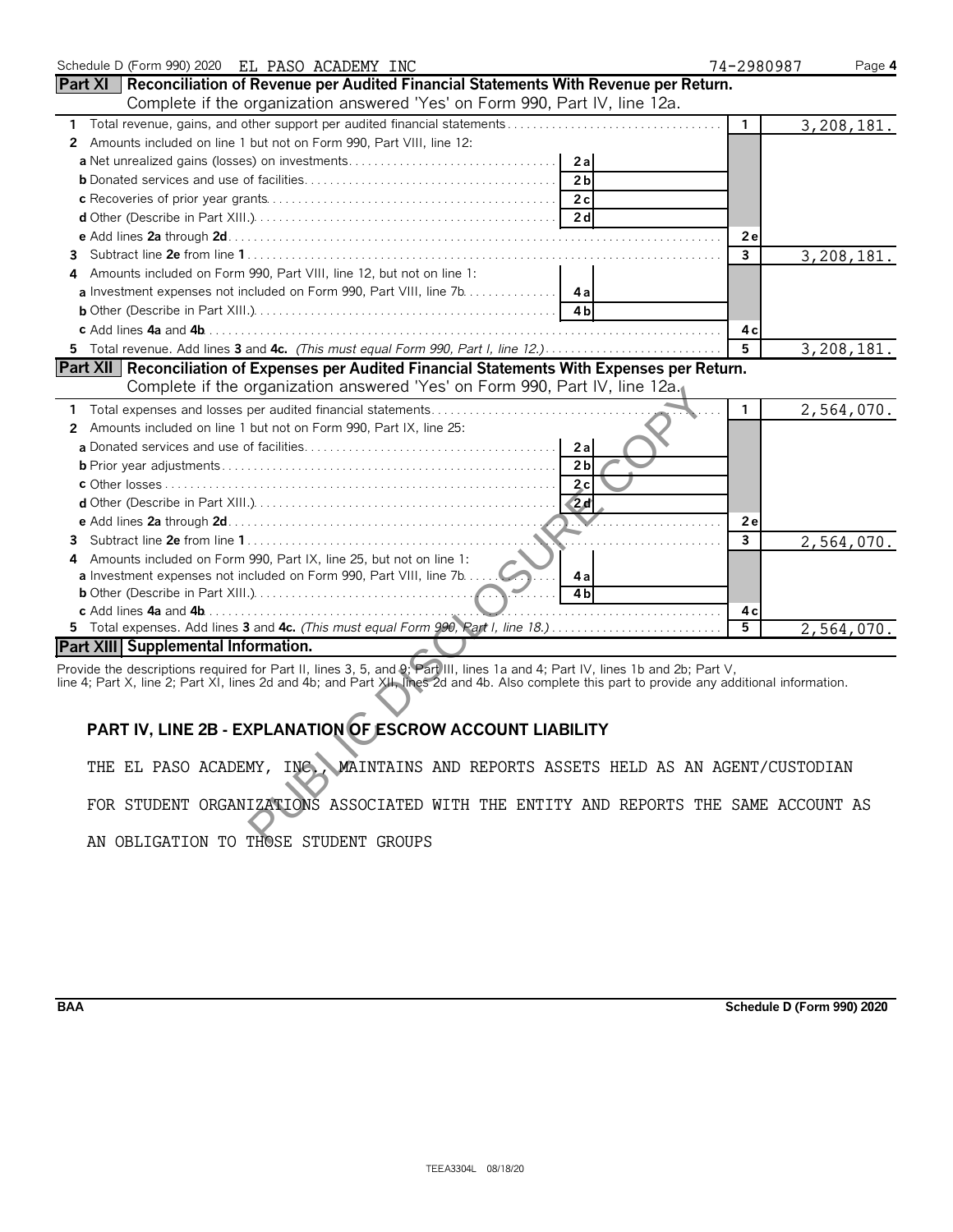Schedule D (Form 990) 2020 EL PASO ACADEMY INC 74-2980987

## Part XI Reconciliation of Revenue per Audited Financial Statements With Revenue per Return.

Complete if the organization answered 'Yes' on Form 990, Part IV, line 12a.

| | | | | |
|---|---|---|---|---|
| 1 | Total revenue, gains, and other support per audited financial statements | | 1 | 3,208,181. |
| 2 | Amounts included on line 1 but not on Form 990, Part VIII, line 12: | | | |
| | a Net unrealized gains (losses) on investments | 2a | | |
| | b Donated services and use of facilities | 2b | | |
| | c Recoveries of prior year grants | 2c | | |
| | d Other (Describe in Part XIII.) | 2d | | |
| | e Add lines 2a through 2d | | 2e | |
| 3 | Subtract line 2e from line 1 | | 3 | 3,208,181. |
| 4 | Amounts included on Form 990, Part VIII, line 12, but not on line 1: | | | |
| | a Investment expenses not included on Form 990, Part VIII, line 7b | 4a | | |
| | b Other (Describe in Part XIII.) | 4b | | |
| | c Add lines 4a and 4b | | 4c | |
| 5 | Total revenue. Add lines 3 and 4c. *(This must equal Form 990, Part I, line 12.)* | | 5 | 3,208,181. |

## Part XII Reconciliation of Expenses per Audited Financial Statements With Expenses per Return.

Complete if the organization answered 'Yes' on Form 990, Part IV, line 12a.

| | | | | |
|---|---|---|---|---|
| 1 | Total expenses and losses per audited financial statements | | 1 | 2,564,070. |
| 2 | Amounts included on line 1 but not on Form 990, Part IX, line 25: | | | |
| | a Donated services and use of facilities | 2a | | |
| | b Prior year adjustments | 2b | | |
| | c Other losses | 2c | | |
| | d Other (Describe in Part XIII.) | 2d | | |
| | e Add lines 2a through 2d | | 2e | |
| 3 | Subtract line 2e from line 1 | | 3 | 2,564,070. |
| 4 | Amounts included on Form 990, Part IX, line 25, but not on line 1: | | | |
| | a Investment expenses not included on Form 990, Part VIII, line 7b | 4a | | |
| | b Other (Describe in Part XIII.) | 4b | | |
| | c Add lines 4a and 4b | | 4c | |
| 5 | Total expenses. Add lines 3 and 4c. *(This must equal Form 990, Part I, line 18.)* | | 5 | 2,564,070. |

## Part XIII Supplemental Information.

Provide the descriptions required for Part II, lines 3, 5, and 9; Part III, lines 1a and 4; Part IV, lines 1b and 2b; Part V, line 4; Part X, line 2; Part XI, lines 2d and 4b; and Part XII, lines 2d and 4b. Also complete this part to provide any additional information.

**PART IV, LINE 2B - EXPLANATION OF ESCROW ACCOUNT LIABILITY**

THE EL PASO ACADEMY, INC., MAINTAINS AND REPORTS ASSETS HELD AS AN AGENT/CUSTODIAN FOR STUDENT ORGANIZATIONS ASSOCIATED WITH THE ENTITY AND REPORTS THE SAME ACCOUNT AS AN OBLIGATION TO THOSE STUDENT GROUPS

BAA Schedule D (Form 990) 2020

TEEA3304L 08/18/20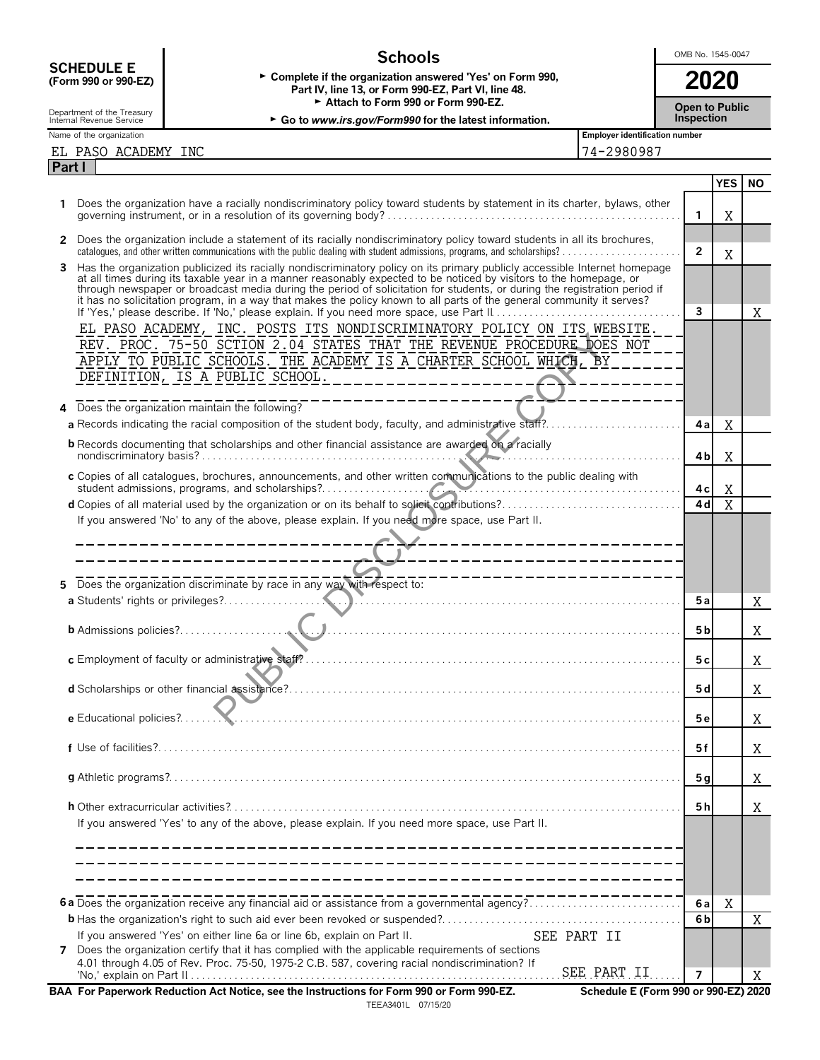# SCHEDULE E (Form 990 or 990-EZ)

## Schools

► Complete if the organization answered 'Yes' on Form 990, Part IV, line 13, or Form 990-EZ, Part VI, line 48.
► Attach to Form 990 or Form 990-EZ.
► Go to *www.irs.gov/Form990* for the latest information.

Department of the Treasury
Internal Revenue Service

OMB No. 1545-0047

**2020**

**Open to Public Inspection**

Name of the organization: EL PASO ACADEMY INC

Employer identification number: 74-2980987

**Part I**

| | | Line | YES | NO |
|---|---|---|---|---|
| 1 | Does the organization have a racially nondiscriminatory policy toward students by statement in its charter, bylaws, other governing instrument, or in a resolution of its governing body? | 1 | X | |
| 2 | Does the organization include a statement of its racially nondiscriminatory policy toward students in all its brochures, catalogues, and other written communications with the public dealing with student admissions, programs, and scholarships? | 2 | X | |
| 3 | Has the organization publicized its racially nondiscriminatory policy on its primary publicly accessible Internet homepage at all times during its taxable year in a manner reasonably expected to be noticed by visitors to the homepage, or through newspaper or broadcast media during the period of solicitation for students, or during the registration period if it has no solicitation program, in a way that makes the policy known to all parts of the general community it serves? If 'Yes,' please describe. If 'No,' please explain. If you need more space, use Part II. | 3 | | X |

EL PASO ACADEMY, INC. POSTS ITS NONDISCRIMINATORY POLICY ON ITS WEBSITE. REV. PROC. 75-50 SCTION 2.04 STATES THAT THE REVENUE PROCEDURE DOES NOT APPLY TO PUBLIC SCHOOLS. THE ACADEMY IS A CHARTER SCHOOL WHICH, BY DEFINITION, IS A PUBLIC SCHOOL.

| | | Line | YES | NO |
|---|---|---|---|---|
| 4 | Does the organization maintain the following? | | | |
| a | Records indicating the racial composition of the student body, faculty, and administrative staff? | 4a | X | |
| b | Records documenting that scholarships and other financial assistance are awarded on a racially nondiscriminatory basis? | 4b | X | |
| c | Copies of all catalogues, brochures, announcements, and other written communications to the public dealing with student admissions, programs, and scholarships? | 4c | X | |
| d | Copies of all material used by the organization or on its behalf to solicit contributions? | 4d | X | |

If you answered 'No' to any of the above, please explain. If you need more space, use Part II.

| | | Line | YES | NO |
|---|---|---|---|---|
| 5 | Does the organization discriminate by race in any way with respect to: | | | |
| a | Students' rights or privileges? | 5a | | X |
| b | Admissions policies? | 5b | | X |
| c | Employment of faculty or administrative staff? | 5c | | X |
| d | Scholarships or other financial assistance? | 5d | | X |
| e | Educational policies? | 5e | | X |
| f | Use of facilities? | 5f | | X |
| g | Athletic programs? | 5g | | X |
| h | Other extracurricular activities? | 5h | | X |

If you answered 'Yes' to any of the above, please explain. If you need more space, use Part II.

| | | Line | YES | NO |
|---|---|---|---|---|
| 6a | Does the organization receive any financial aid or assistance from a governmental agency? | 6a | X | |
| b | Has the organization's right to such aid ever been revoked or suspended? | 6b | | X |
| | If you answered 'Yes' on either line 6a or line 6b, explain on Part II. SEE PART II | | | |
| 7 | Does the organization certify that it has complied with the applicable requirements of sections 4.01 through 4.05 of Rev. Proc. 75-50, 1975-2 C.B. 587, covering racial nondiscrimination? If 'No,' explain on Part II. SEE PART II | 7 | | X |

**BAA For Paperwork Reduction Act Notice, see the Instructions for Form 990 or Form 990-EZ.** **Schedule E (Form 990 or 990-EZ) 2020**

TEEA3401L 07/15/20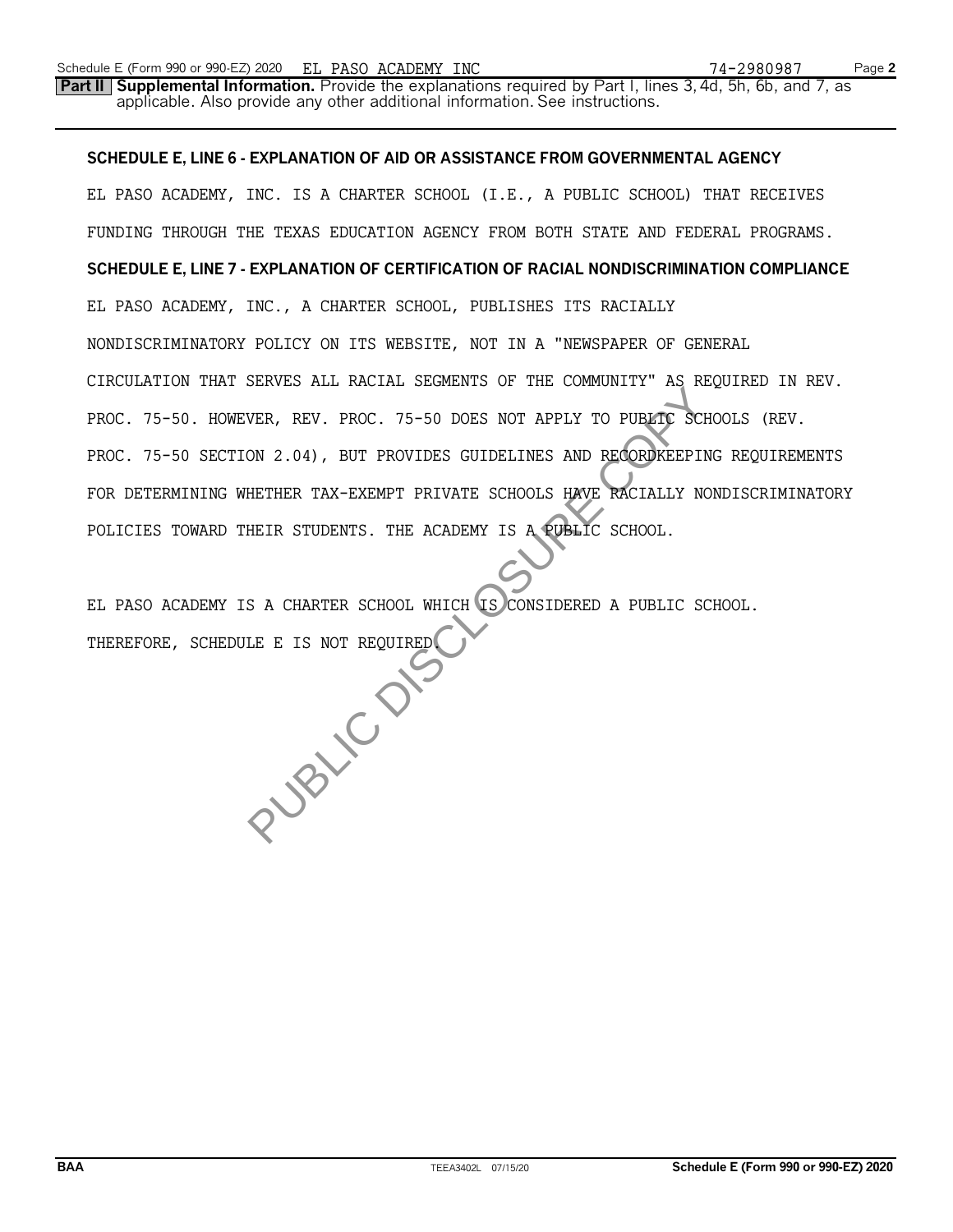**Part II** **Supplemental Information.** Provide the explanations required by Part I, lines 3, 4d, 5h, 6b, and 7, as applicable. Also provide any other additional information. See instructions.

**SCHEDULE E, LINE 6 - EXPLANATION OF AID OR ASSISTANCE FROM GOVERNMENTAL AGENCY**

EL PASO ACADEMY, INC. IS A CHARTER SCHOOL (I.E., A PUBLIC SCHOOL) THAT RECEIVES FUNDING THROUGH THE TEXAS EDUCATION AGENCY FROM BOTH STATE AND FEDERAL PROGRAMS.

**SCHEDULE E, LINE 7 - EXPLANATION OF CERTIFICATION OF RACIAL NONDISCRIMINATION COMPLIANCE**

EL PASO ACADEMY, INC., A CHARTER SCHOOL, PUBLISHES ITS RACIALLY NONDISCRIMINATORY POLICY ON ITS WEBSITE, NOT IN A "NEWSPAPER OF GENERAL CIRCULATION THAT SERVES ALL RACIAL SEGMENTS OF THE COMMUNITY" AS REQUIRED IN REV. PROC. 75-50. HOWEVER, REV. PROC. 75-50 DOES NOT APPLY TO PUBLIC SCHOOLS (REV. PROC. 75-50 SECTION 2.04), BUT PROVIDES GUIDELINES AND RECORDKEEPING REQUIREMENTS FOR DETERMINING WHETHER TAX-EXEMPT PRIVATE SCHOOLS HAVE RACIALLY NONDISCRIMINATORY POLICIES TOWARD THEIR STUDENTS. THE ACADEMY IS A PUBLIC SCHOOL.

EL PASO ACADEMY IS A CHARTER SCHOOL WHICH IS CONSIDERED A PUBLIC SCHOOL. THEREFORE, SCHEDULE E IS NOT REQUIRED.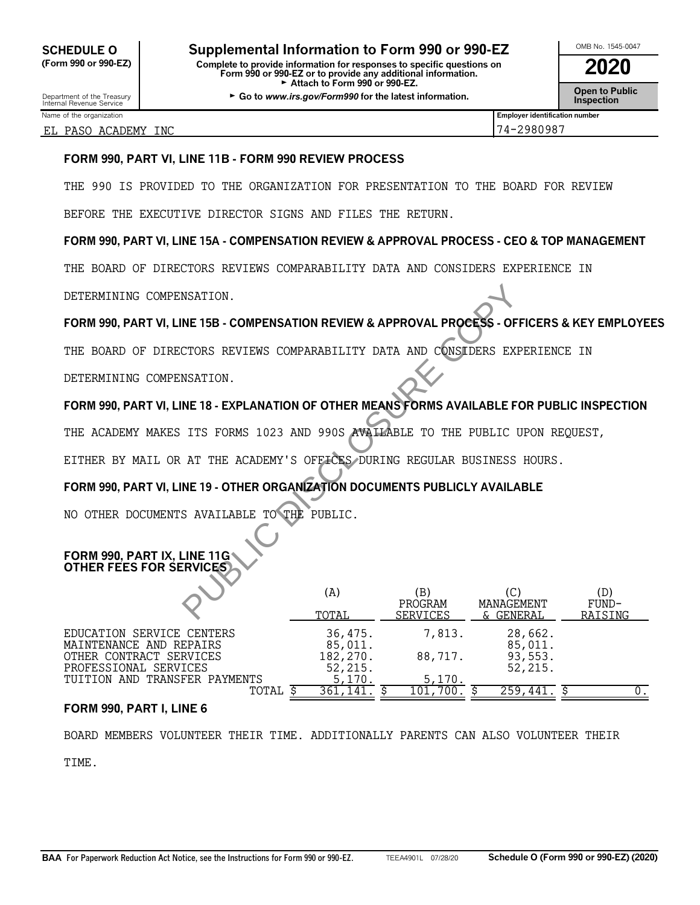**SCHEDULE O (Form 990 or 990-EZ)**

Department of the Treasury Internal Revenue Service

# Supplemental Information to Form 990 or 990-EZ

**Complete to provide information for responses to specific questions on Form 990 or 990-EZ or to provide any additional information.**
► **Attach to Form 990 or 990-EZ.**
► **Go to *www.irs.gov/Form990* for the latest information.**

OMB No. 1545-0047

**2020**

**Open to Public Inspection**

Name of the organization: EL PASO ACADEMY INC

Employer identification number: 74-2980987

### FORM 990, PART VI, LINE 11B - FORM 990 REVIEW PROCESS

THE 990 IS PROVIDED TO THE ORGANIZATION FOR PRESENTATION TO THE BOARD FOR REVIEW BEFORE THE EXECUTIVE DIRECTOR SIGNS AND FILES THE RETURN.

### FORM 990, PART VI, LINE 15A - COMPENSATION REVIEW & APPROVAL PROCESS - CEO & TOP MANAGEMENT

THE BOARD OF DIRECTORS REVIEWS COMPARABILITY DATA AND CONSIDERS EXPERIENCE IN DETERMINING COMPENSATION.

### FORM 990, PART VI, LINE 15B - COMPENSATION REVIEW & APPROVAL PROCESS - OFFICERS & KEY EMPLOYEES

THE BOARD OF DIRECTORS REVIEWS COMPARABILITY DATA AND CONSIDERS EXPERIENCE IN DETERMINING COMPENSATION.

### FORM 990, PART VI, LINE 18 - EXPLANATION OF OTHER MEANS FORMS AVAILABLE FOR PUBLIC INSPECTION

THE ACADEMY MAKES ITS FORMS 1023 AND 990S AVAILABLE TO THE PUBLIC UPON REQUEST, EITHER BY MAIL OR AT THE ACADEMY'S OFFICES DURING REGULAR BUSINESS HOURS.

### FORM 990, PART VI, LINE 19 - OTHER ORGANIZATION DOCUMENTS PUBLICLY AVAILABLE

NO OTHER DOCUMENTS AVAILABLE TO THE PUBLIC.

### FORM 990, PART IX, LINE 11G OTHER FEES FOR SERVICES

| | (A) TOTAL | (B) PROGRAM SERVICES | (C) MANAGEMENT & GENERAL | (D) FUND-RAISING |
|---|---|---|---|---|
| EDUCATION SERVICE CENTERS | 36,475. | 7,813. | 28,662. | |
| MAINTENANCE AND REPAIRS | 85,011. | | 85,011. | |
| OTHER CONTRACT SERVICES | 182,270. | 88,717. | 93,553. | |
| PROFESSIONAL SERVICES | 52,215. | | 52,215. | |
| TUITION AND TRANSFER PAYMENTS | 5,170. | 5,170. | | |
| TOTAL | $ 361,141. | $ 101,700. | $ 259,441. | $ 0. |

### FORM 990, PART I, LINE 6

BOARD MEMBERS VOLUNTEER THEIR TIME. ADDITIONALLY PARENTS CAN ALSO VOLUNTEER THEIR TIME.

**BAA** For Paperwork Reduction Act Notice, see the Instructions for Form 990 or 990-EZ. TEEA4901L 07/28/20 **Schedule O (Form 990 or 990-EZ) (2020)**